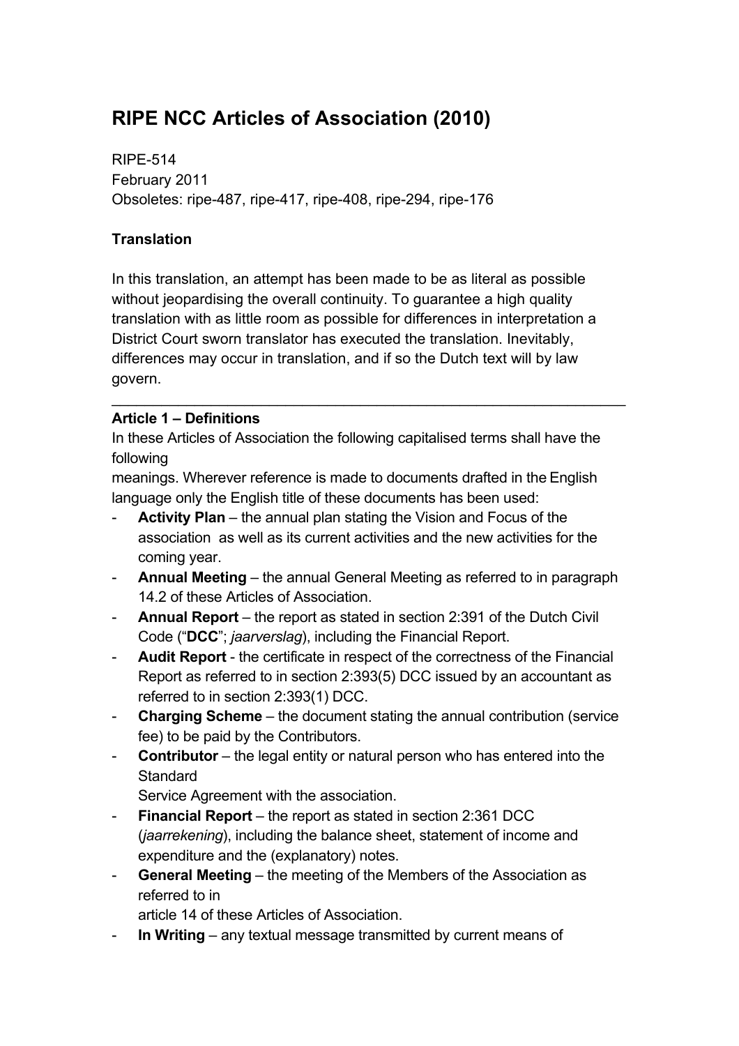# RIPE NCC Articles of Association (2010)

RIPE-514
February 2011
Obsoletes: ripe-487, ripe-417, ripe-408, ripe-294, ripe-176

**Translation**

In this translation, an attempt has been made to be as literal as possible without jeopardising the overall continuity. To guarantee a high quality translation with as little room as possible for differences in interpretation a District Court sworn translator has executed the translation. Inevitably, differences may occur in translation, and if so the Dutch text will by law govern.

---

**Article 1 – Definitions**

In these Articles of Association the following capitalised terms shall have the following meanings. Wherever reference is made to documents drafted in the English language only the English title of these documents has been used:

- **Activity Plan** – the annual plan stating the Vision and Focus of the association as well as its current activities and the new activities for the coming year.
- **Annual Meeting** – the annual General Meeting as referred to in paragraph 14.2 of these Articles of Association.
- **Annual Report** – the report as stated in section 2:391 of the Dutch Civil Code ("**DCC**"; *jaarverslag*), including the Financial Report.
- **Audit Report** - the certificate in respect of the correctness of the Financial Report as referred to in section 2:393(5) DCC issued by an accountant as referred to in section 2:393(1) DCC.
- **Charging Scheme** – the document stating the annual contribution (service fee) to be paid by the Contributors.
- **Contributor** – the legal entity or natural person who has entered into the Standard Service Agreement with the association.
- **Financial Report** – the report as stated in section 2:361 DCC (*jaarrekening*), including the balance sheet, statement of income and expenditure and the (explanatory) notes.
- **General Meeting** – the meeting of the Members of the Association as referred to in article 14 of these Articles of Association.
- **In Writing** – any textual message transmitted by current means of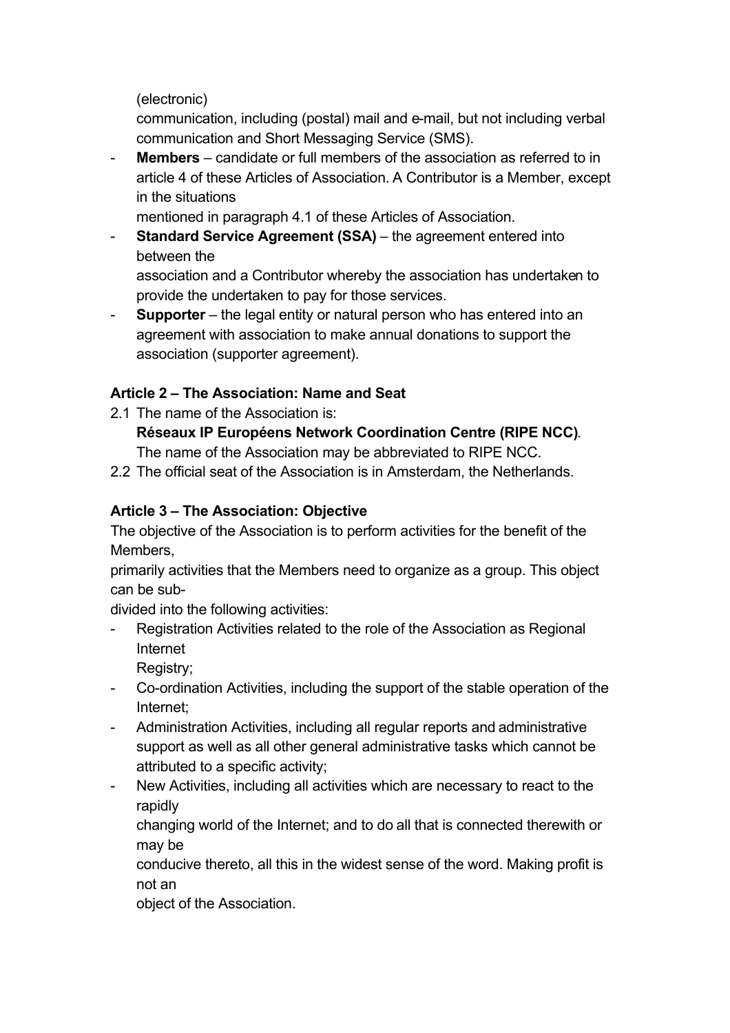(electronic) communication, including (postal) mail and e-mail, but not including verbal communication and Short Messaging Service (SMS).

- **Members** – candidate or full members of the association as referred to in article 4 of these Articles of Association. A Contributor is a Member, except in the situations mentioned in paragraph 4.1 of these Articles of Association.
- **Standard Service Agreement (SSA)** – the agreement entered into between the association and a Contributor whereby the association has undertaken to provide the undertaken to pay for those services.
- **Supporter** – the legal entity or natural person who has entered into an agreement with association to make annual donations to support the association (supporter agreement).

**Article 2 – The Association: Name and Seat**

2.1 The name of the Association is:
**Réseaux IP Européens Network Coordination Centre (RIPE NCC)**.
The name of the Association may be abbreviated to RIPE NCC.

2.2 The official seat of the Association is in Amsterdam, the Netherlands.

**Article 3 – The Association: Objective**

The objective of the Association is to perform activities for the benefit of the Members, primarily activities that the Members need to organize as a group. This object can be sub-divided into the following activities:

- Registration Activities related to the role of the Association as Regional Internet Registry;
- Co-ordination Activities, including the support of the stable operation of the Internet;
- Administration Activities, including all regular reports and administrative support as well as all other general administrative tasks which cannot be attributed to a specific activity;
- New Activities, including all activities which are necessary to react to the rapidly changing world of the Internet; and to do all that is connected therewith or may be conducive thereto, all this in the widest sense of the word. Making profit is not an object of the Association.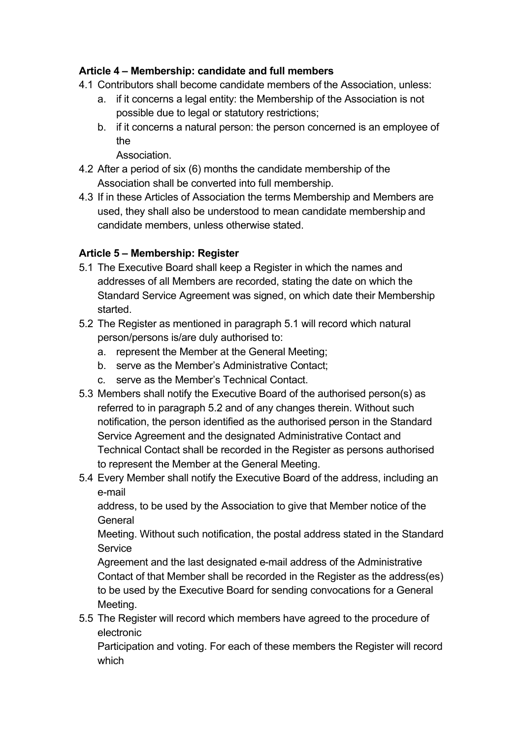**Article 4 – Membership: candidate and full members**

4.1 Contributors shall become candidate members of the Association, unless:

   a. if it concerns a legal entity: the Membership of the Association is not possible due to legal or statutory restrictions;
   
   b. if it concerns a natural person: the person concerned is an employee of the Association.

4.2 After a period of six (6) months the candidate membership of the Association shall be converted into full membership.

4.3 If in these Articles of Association the terms Membership and Members are used, they shall also be understood to mean candidate membership and candidate members, unless otherwise stated.

**Article 5 – Membership: Register**

5.1 The Executive Board shall keep a Register in which the names and addresses of all Members are recorded, stating the date on which the Standard Service Agreement was signed, on which date their Membership started.

5.2 The Register as mentioned in paragraph 5.1 will record which natural person/persons is/are duly authorised to:

   a. represent the Member at the General Meeting;
   
   b. serve as the Member's Administrative Contact;
   
   c. serve as the Member's Technical Contact.

5.3 Members shall notify the Executive Board of the authorised person(s) as referred to in paragraph 5.2 and of any changes therein. Without such notification, the person identified as the authorised person in the Standard Service Agreement and the designated Administrative Contact and Technical Contact shall be recorded in the Register as persons authorised to represent the Member at the General Meeting.

5.4 Every Member shall notify the Executive Board of the address, including an e-mail address, to be used by the Association to give that Member notice of the General Meeting. Without such notification, the postal address stated in the Standard Service Agreement and the last designated e-mail address of the Administrative Contact of that Member shall be recorded in the Register as the address(es) to be used by the Executive Board for sending convocations for a General Meeting.

5.5 The Register will record which members have agreed to the procedure of electronic Participation and voting. For each of these members the Register will record which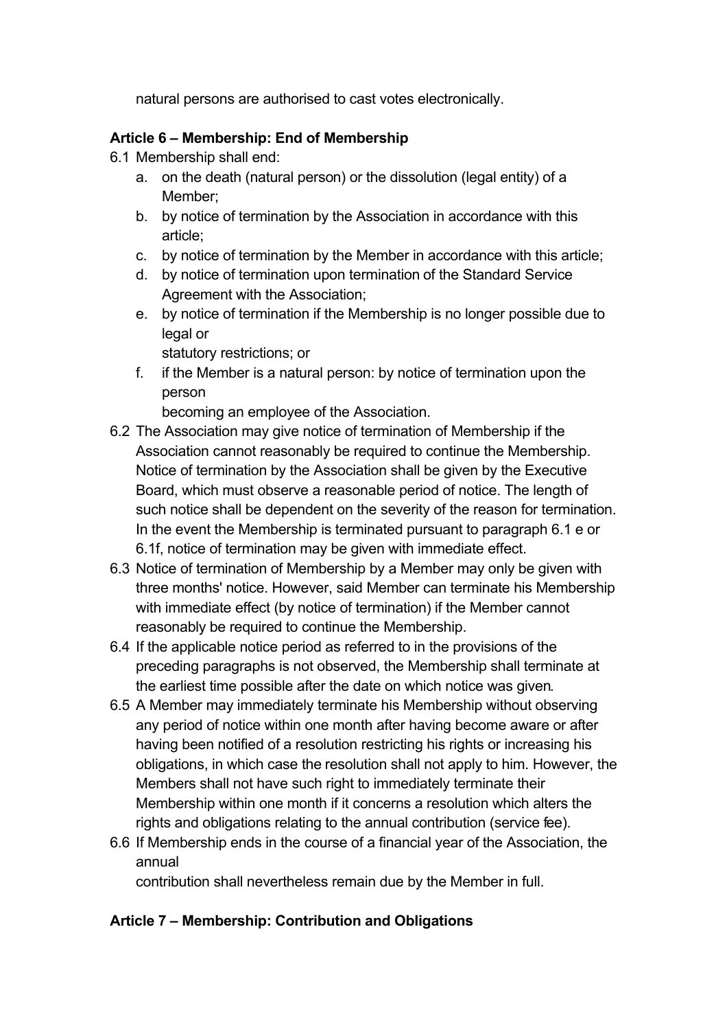natural persons are authorised to cast votes electronically.

**Article 6 – Membership: End of Membership**

6.1 Membership shall end:

a. on the death (natural person) or the dissolution (legal entity) of a Member;
b. by notice of termination by the Association in accordance with this article;
c. by notice of termination by the Member in accordance with this article;
d. by notice of termination upon termination of the Standard Service Agreement with the Association;
e. by notice of termination if the Membership is no longer possible due to legal or statutory restrictions; or
f. if the Member is a natural person: by notice of termination upon the person becoming an employee of the Association.

6.2 The Association may give notice of termination of Membership if the Association cannot reasonably be required to continue the Membership. Notice of termination by the Association shall be given by the Executive Board, which must observe a reasonable period of notice. The length of such notice shall be dependent on the severity of the reason for termination. In the event the Membership is terminated pursuant to paragraph 6.1 e or 6.1f, notice of termination may be given with immediate effect.

6.3 Notice of termination of Membership by a Member may only be given with three months' notice. However, said Member can terminate his Membership with immediate effect (by notice of termination) if the Member cannot reasonably be required to continue the Membership.

6.4 If the applicable notice period as referred to in the provisions of the preceding paragraphs is not observed, the Membership shall terminate at the earliest time possible after the date on which notice was given.

6.5 A Member may immediately terminate his Membership without observing any period of notice within one month after having become aware or after having been notified of a resolution restricting his rights or increasing his obligations, in which case the resolution shall not apply to him. However, the Members shall not have such right to immediately terminate their Membership within one month if it concerns a resolution which alters the rights and obligations relating to the annual contribution (service fee).

6.6 If Membership ends in the course of a financial year of the Association, the annual contribution shall nevertheless remain due by the Member in full.

**Article 7 – Membership: Contribution and Obligations**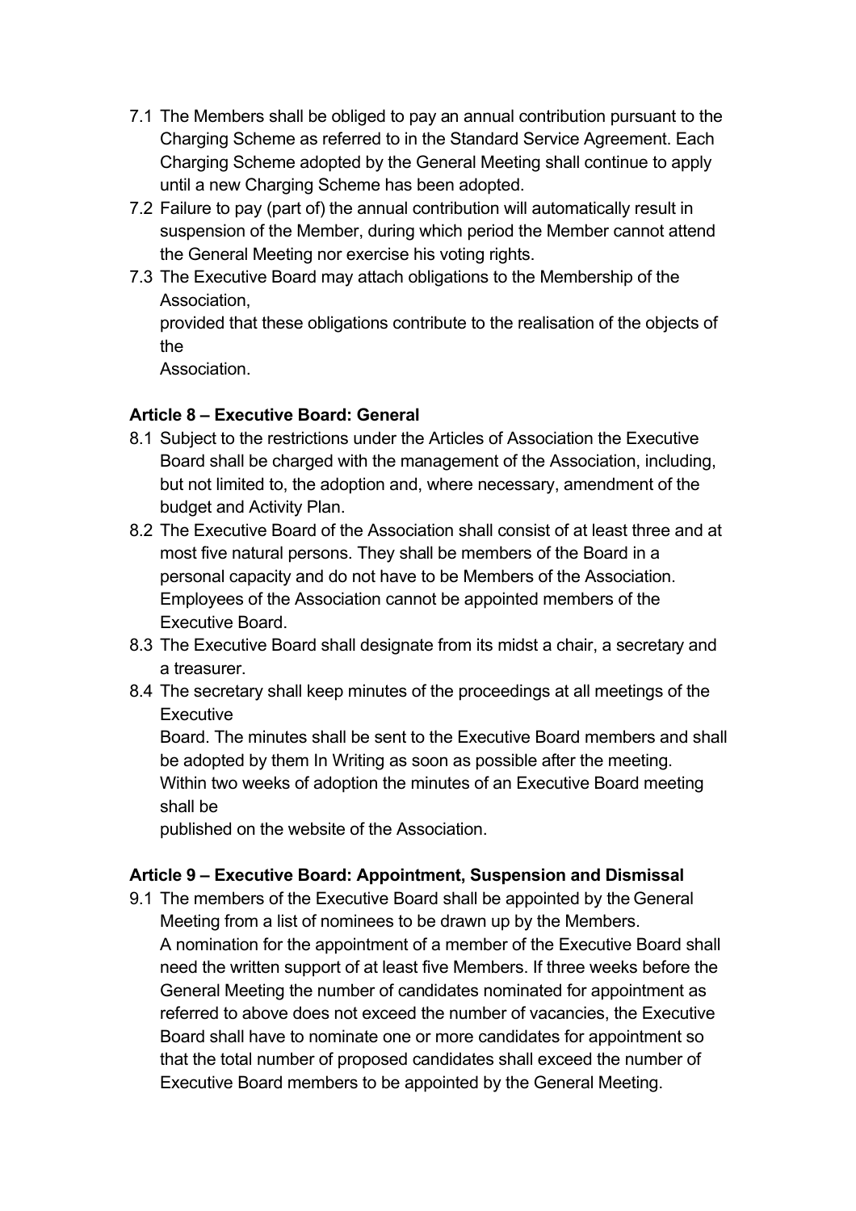7.1 The Members shall be obliged to pay an annual contribution pursuant to the Charging Scheme as referred to in the Standard Service Agreement. Each Charging Scheme adopted by the General Meeting shall continue to apply until a new Charging Scheme has been adopted.

7.2 Failure to pay (part of) the annual contribution will automatically result in suspension of the Member, during which period the Member cannot attend the General Meeting nor exercise his voting rights.

7.3 The Executive Board may attach obligations to the Membership of the Association, provided that these obligations contribute to the realisation of the objects of the Association.

### Article 8 – Executive Board: General

8.1 Subject to the restrictions under the Articles of Association the Executive Board shall be charged with the management of the Association, including, but not limited to, the adoption and, where necessary, amendment of the budget and Activity Plan.

8.2 The Executive Board of the Association shall consist of at least three and at most five natural persons. They shall be members of the Board in a personal capacity and do not have to be Members of the Association. Employees of the Association cannot be appointed members of the Executive Board.

8.3 The Executive Board shall designate from its midst a chair, a secretary and a treasurer.

8.4 The secretary shall keep minutes of the proceedings at all meetings of the Executive Board. The minutes shall be sent to the Executive Board members and shall be adopted by them In Writing as soon as possible after the meeting. Within two weeks of adoption the minutes of an Executive Board meeting shall be published on the website of the Association.

### Article 9 – Executive Board: Appointment, Suspension and Dismissal

9.1 The members of the Executive Board shall be appointed by the General Meeting from a list of nominees to be drawn up by the Members. A nomination for the appointment of a member of the Executive Board shall need the written support of at least five Members. If three weeks before the General Meeting the number of candidates nominated for appointment as referred to above does not exceed the number of vacancies, the Executive Board shall have to nominate one or more candidates for appointment so that the total number of proposed candidates shall exceed the number of Executive Board members to be appointed by the General Meeting.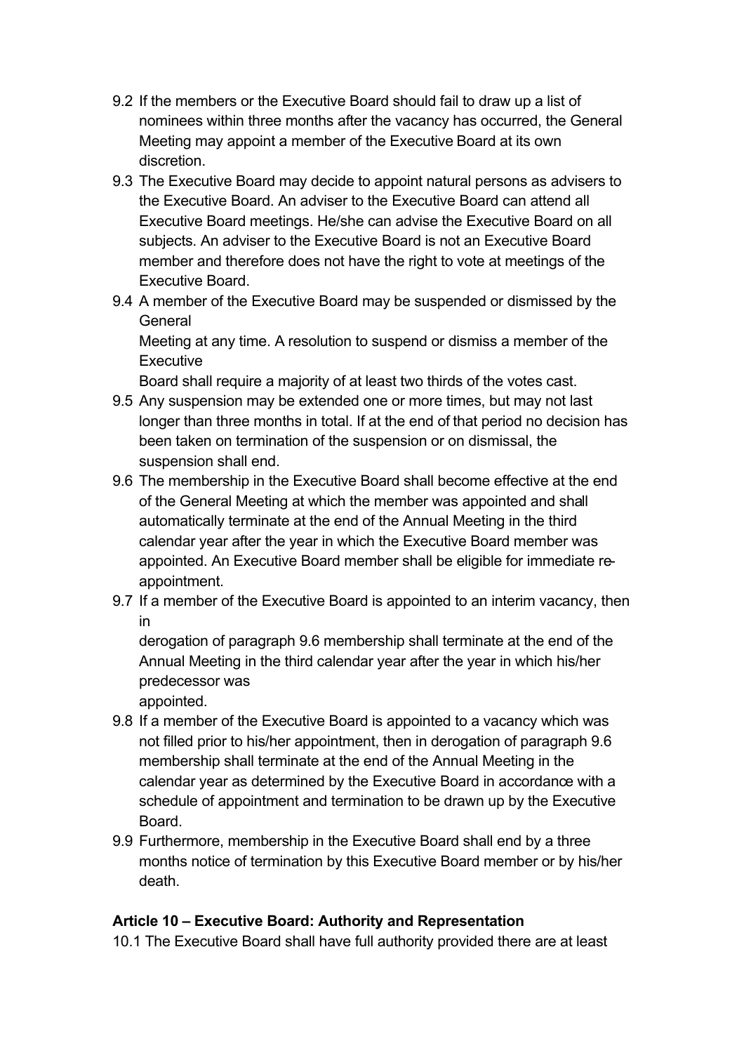9.2 If the members or the Executive Board should fail to draw up a list of nominees within three months after the vacancy has occurred, the General Meeting may appoint a member of the Executive Board at its own discretion.

9.3 The Executive Board may decide to appoint natural persons as advisers to the Executive Board. An adviser to the Executive Board can attend all Executive Board meetings. He/she can advise the Executive Board on all subjects. An adviser to the Executive Board is not an Executive Board member and therefore does not have the right to vote at meetings of the Executive Board.

9.4 A member of the Executive Board may be suspended or dismissed by the General Meeting at any time. A resolution to suspend or dismiss a member of the Executive Board shall require a majority of at least two thirds of the votes cast.

9.5 Any suspension may be extended one or more times, but may not last longer than three months in total. If at the end of that period no decision has been taken on termination of the suspension or on dismissal, the suspension shall end.

9.6 The membership in the Executive Board shall become effective at the end of the General Meeting at which the member was appointed and shall automatically terminate at the end of the Annual Meeting in the third calendar year after the year in which the Executive Board member was appointed. An Executive Board member shall be eligible for immediate re-appointment.

9.7 If a member of the Executive Board is appointed to an interim vacancy, then in derogation of paragraph 9.6 membership shall terminate at the end of the Annual Meeting in the third calendar year after the year in which his/her predecessor was appointed.

9.8 If a member of the Executive Board is appointed to a vacancy which was not filled prior to his/her appointment, then in derogation of paragraph 9.6 membership shall terminate at the end of the Annual Meeting in the calendar year as determined by the Executive Board in accordance with a schedule of appointment and termination to be drawn up by the Executive Board.

9.9 Furthermore, membership in the Executive Board shall end by a three months notice of termination by this Executive Board member or by his/her death.

## Article 10 – Executive Board: Authority and Representation

10.1 The Executive Board shall have full authority provided there are at least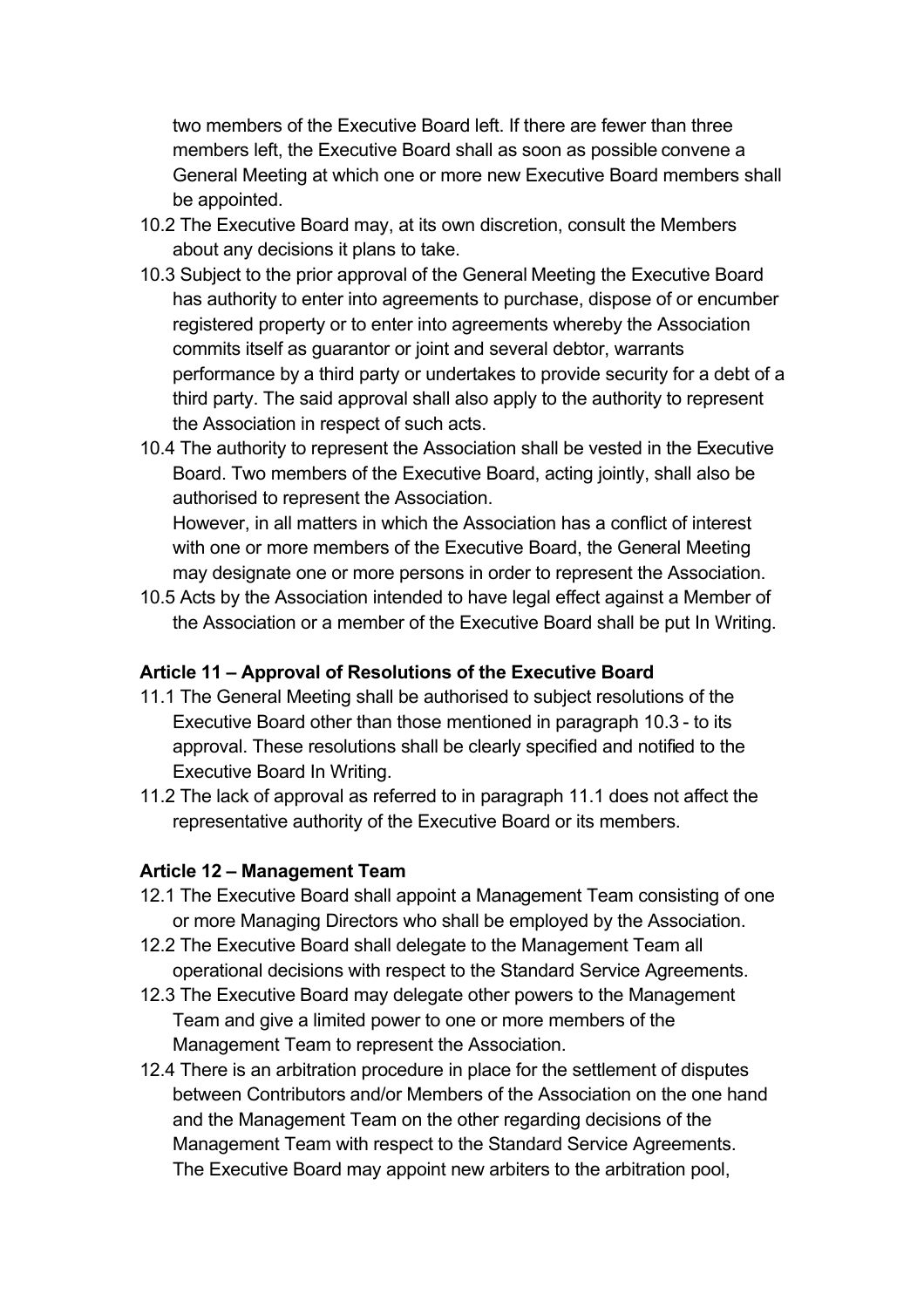two members of the Executive Board left. If there are fewer than three members left, the Executive Board shall as soon as possible convene a General Meeting at which one or more new Executive Board members shall be appointed.

10.2 The Executive Board may, at its own discretion, consult the Members about any decisions it plans to take.

10.3 Subject to the prior approval of the General Meeting the Executive Board has authority to enter into agreements to purchase, dispose of or encumber registered property or to enter into agreements whereby the Association commits itself as guarantor or joint and several debtor, warrants performance by a third party or undertakes to provide security for a debt of a third party. The said approval shall also apply to the authority to represent the Association in respect of such acts.

10.4 The authority to represent the Association shall be vested in the Executive Board. Two members of the Executive Board, acting jointly, shall also be authorised to represent the Association.
However, in all matters in which the Association has a conflict of interest with one or more members of the Executive Board, the General Meeting may designate one or more persons in order to represent the Association.

10.5 Acts by the Association intended to have legal effect against a Member of the Association or a member of the Executive Board shall be put In Writing.

**Article 11 – Approval of Resolutions of the Executive Board**

11.1 The General Meeting shall be authorised to subject resolutions of the Executive Board other than those mentioned in paragraph 10.3 - to its approval. These resolutions shall be clearly specified and notified to the Executive Board In Writing.

11.2 The lack of approval as referred to in paragraph 11.1 does not affect the representative authority of the Executive Board or its members.

**Article 12 – Management Team**

12.1 The Executive Board shall appoint a Management Team consisting of one or more Managing Directors who shall be employed by the Association.

12.2 The Executive Board shall delegate to the Management Team all operational decisions with respect to the Standard Service Agreements.

12.3 The Executive Board may delegate other powers to the Management Team and give a limited power to one or more members of the Management Team to represent the Association.

12.4 There is an arbitration procedure in place for the settlement of disputes between Contributors and/or Members of the Association on the one hand and the Management Team on the other regarding decisions of the Management Team with respect to the Standard Service Agreements.
The Executive Board may appoint new arbiters to the arbitration pool,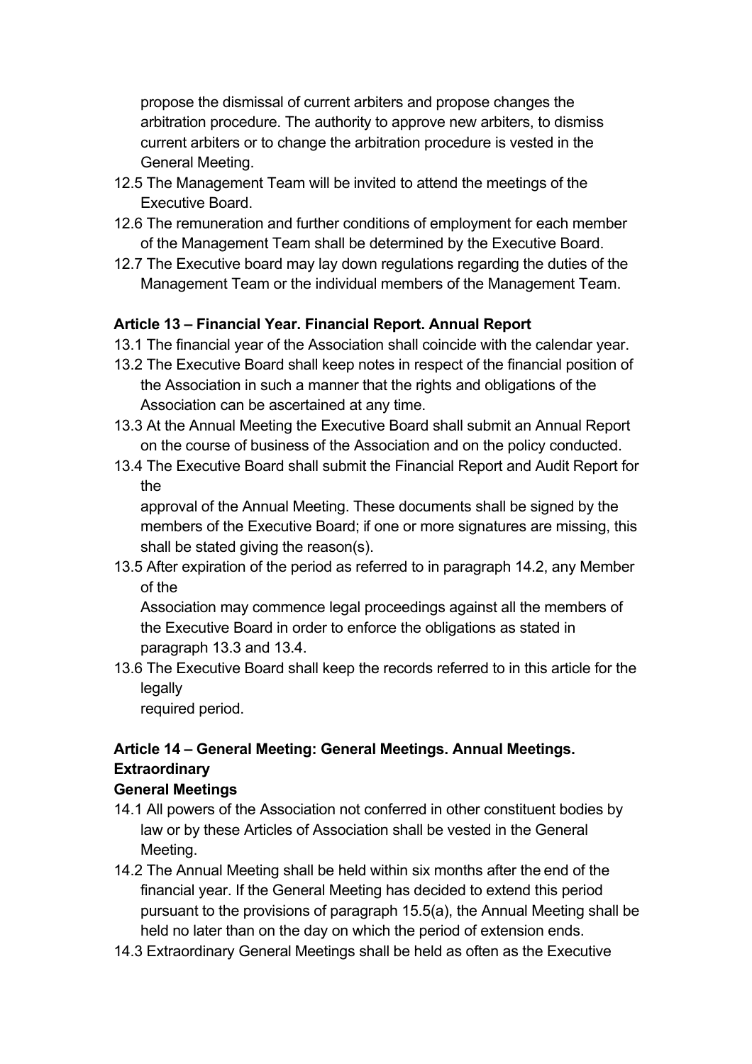propose the dismissal of current arbiters and propose changes the arbitration procedure. The authority to approve new arbiters, to dismiss current arbiters or to change the arbitration procedure is vested in the General Meeting.

12.5 The Management Team will be invited to attend the meetings of the Executive Board.

12.6 The remuneration and further conditions of employment for each member of the Management Team shall be determined by the Executive Board.

12.7 The Executive board may lay down regulations regarding the duties of the Management Team or the individual members of the Management Team.

**Article 13 – Financial Year. Financial Report. Annual Report**

13.1 The financial year of the Association shall coincide with the calendar year.

13.2 The Executive Board shall keep notes in respect of the financial position of the Association in such a manner that the rights and obligations of the Association can be ascertained at any time.

13.3 At the Annual Meeting the Executive Board shall submit an Annual Report on the course of business of the Association and on the policy conducted.

13.4 The Executive Board shall submit the Financial Report and Audit Report for the approval of the Annual Meeting. These documents shall be signed by the members of the Executive Board; if one or more signatures are missing, this shall be stated giving the reason(s).

13.5 After expiration of the period as referred to in paragraph 14.2, any Member of the Association may commence legal proceedings against all the members of the Executive Board in order to enforce the obligations as stated in paragraph 13.3 and 13.4.

13.6 The Executive Board shall keep the records referred to in this article for the legally required period.

**Article 14 – General Meeting: General Meetings. Annual Meetings. Extraordinary General Meetings**

14.1 All powers of the Association not conferred in other constituent bodies by law or by these Articles of Association shall be vested in the General Meeting.

14.2 The Annual Meeting shall be held within six months after the end of the financial year. If the General Meeting has decided to extend this period pursuant to the provisions of paragraph 15.5(a), the Annual Meeting shall be held no later than on the day on which the period of extension ends.

14.3 Extraordinary General Meetings shall be held as often as the Executive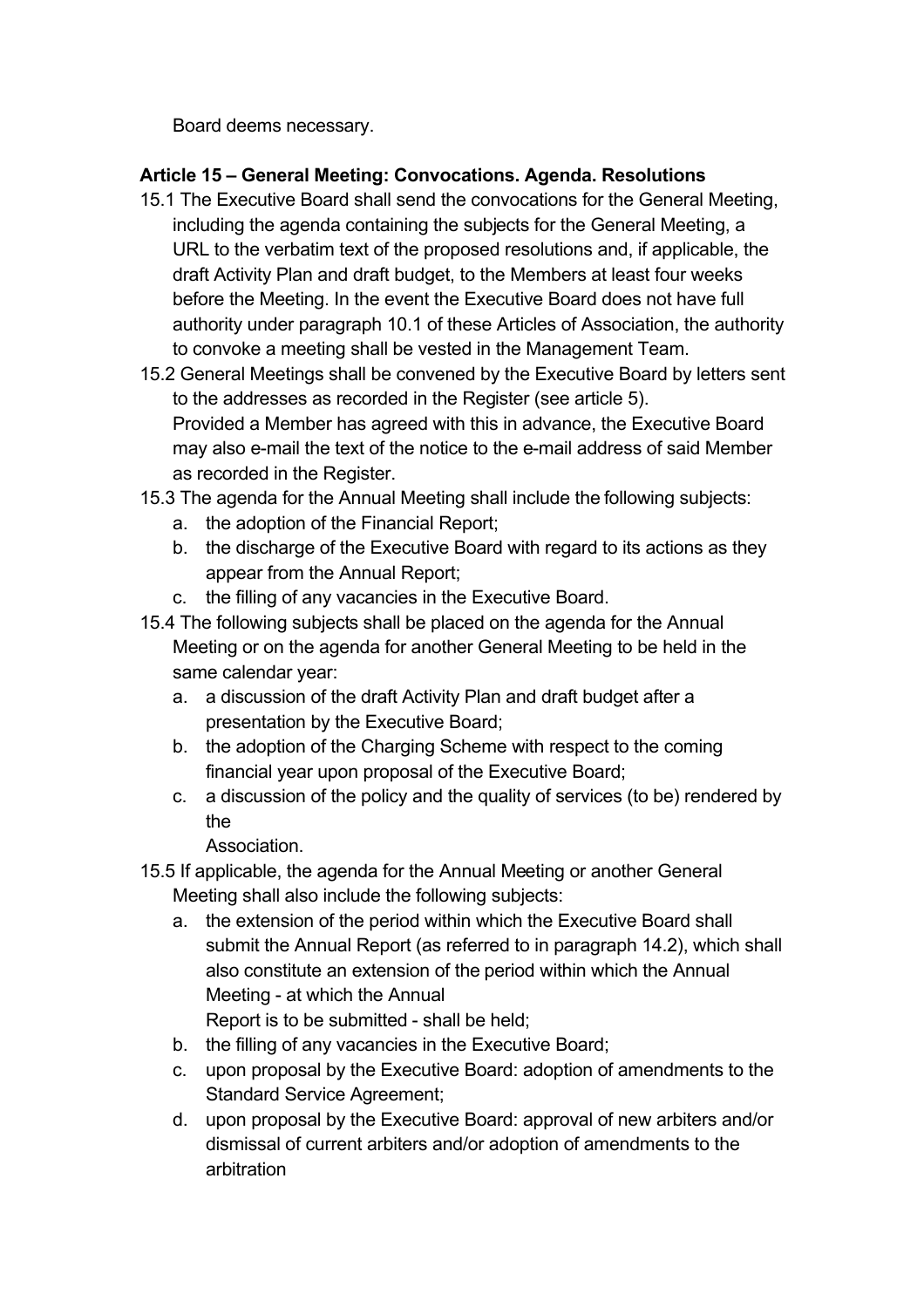Board deems necessary.

**Article 15 – General Meeting: Convocations. Agenda. Resolutions**

15.1 The Executive Board shall send the convocations for the General Meeting, including the agenda containing the subjects for the General Meeting, a URL to the verbatim text of the proposed resolutions and, if applicable, the draft Activity Plan and draft budget, to the Members at least four weeks before the Meeting. In the event the Executive Board does not have full authority under paragraph 10.1 of these Articles of Association, the authority to convoke a meeting shall be vested in the Management Team.

15.2 General Meetings shall be convened by the Executive Board by letters sent to the addresses as recorded in the Register (see article 5).
Provided a Member has agreed with this in advance, the Executive Board may also e-mail the text of the notice to the e-mail address of said Member as recorded in the Register.

15.3 The agenda for the Annual Meeting shall include the following subjects:

a. the adoption of the Financial Report;
b. the discharge of the Executive Board with regard to its actions as they appear from the Annual Report;
c. the filling of any vacancies in the Executive Board.

15.4 The following subjects shall be placed on the agenda for the Annual Meeting or on the agenda for another General Meeting to be held in the same calendar year:

a. a discussion of the draft Activity Plan and draft budget after a presentation by the Executive Board;
b. the adoption of the Charging Scheme with respect to the coming financial year upon proposal of the Executive Board;
c. a discussion of the policy and the quality of services (to be) rendered by the Association.

15.5 If applicable, the agenda for the Annual Meeting or another General Meeting shall also include the following subjects:

a. the extension of the period within which the Executive Board shall submit the Annual Report (as referred to in paragraph 14.2), which shall also constitute an extension of the period within which the Annual Meeting - at which the Annual Report is to be submitted - shall be held;
b. the filling of any vacancies in the Executive Board;
c. upon proposal by the Executive Board: adoption of amendments to the Standard Service Agreement;
d. upon proposal by the Executive Board: approval of new arbiters and/or dismissal of current arbiters and/or adoption of amendments to the arbitration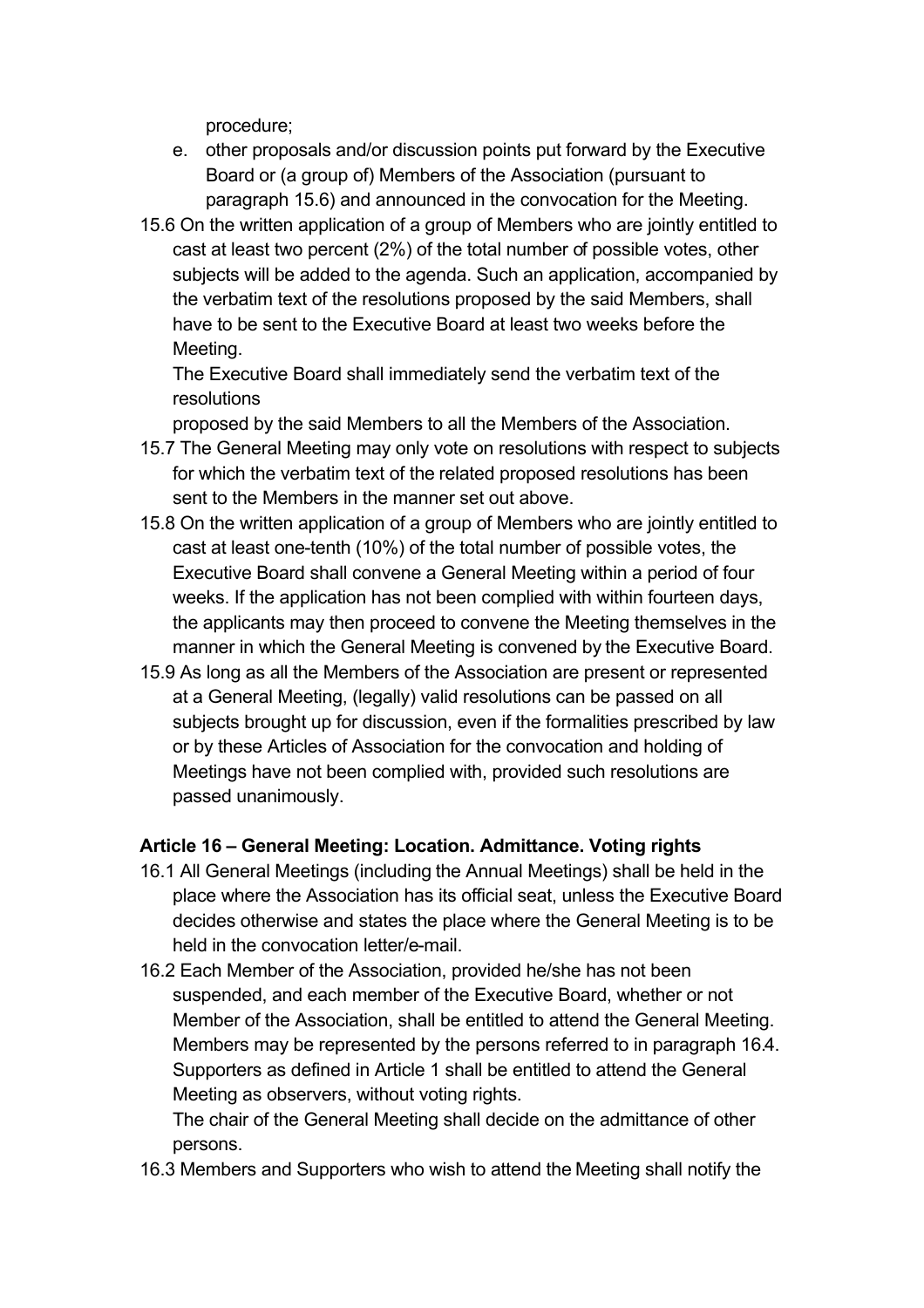procedure;

e. other proposals and/or discussion points put forward by the Executive Board or (a group of) Members of the Association (pursuant to paragraph 15.6) and announced in the convocation for the Meeting.

15.6 On the written application of a group of Members who are jointly entitled to cast at least two percent (2%) of the total number of possible votes, other subjects will be added to the agenda. Such an application, accompanied by the verbatim text of the resolutions proposed by the said Members, shall have to be sent to the Executive Board at least two weeks before the Meeting.

The Executive Board shall immediately send the verbatim text of the resolutions proposed by the said Members to all the Members of the Association.

15.7 The General Meeting may only vote on resolutions with respect to subjects for which the verbatim text of the related proposed resolutions has been sent to the Members in the manner set out above.

15.8 On the written application of a group of Members who are jointly entitled to cast at least one-tenth (10%) of the total number of possible votes, the Executive Board shall convene a General Meeting within a period of four weeks. If the application has not been complied with within fourteen days, the applicants may then proceed to convene the Meeting themselves in the manner in which the General Meeting is convened by the Executive Board.

15.9 As long as all the Members of the Association are present or represented at a General Meeting, (legally) valid resolutions can be passed on all subjects brought up for discussion, even if the formalities prescribed by law or by these Articles of Association for the convocation and holding of Meetings have not been complied with, provided such resolutions are passed unanimously.

**Article 16 – General Meeting: Location. Admittance. Voting rights**

16.1 All General Meetings (including the Annual Meetings) shall be held in the place where the Association has its official seat, unless the Executive Board decides otherwise and states the place where the General Meeting is to be held in the convocation letter/e-mail.

16.2 Each Member of the Association, provided he/she has not been suspended, and each member of the Executive Board, whether or not Member of the Association, shall be entitled to attend the General Meeting. Members may be represented by the persons referred to in paragraph 16.4. Supporters as defined in Article 1 shall be entitled to attend the General Meeting as observers, without voting rights.

The chair of the General Meeting shall decide on the admittance of other persons.

16.3 Members and Supporters who wish to attend the Meeting shall notify the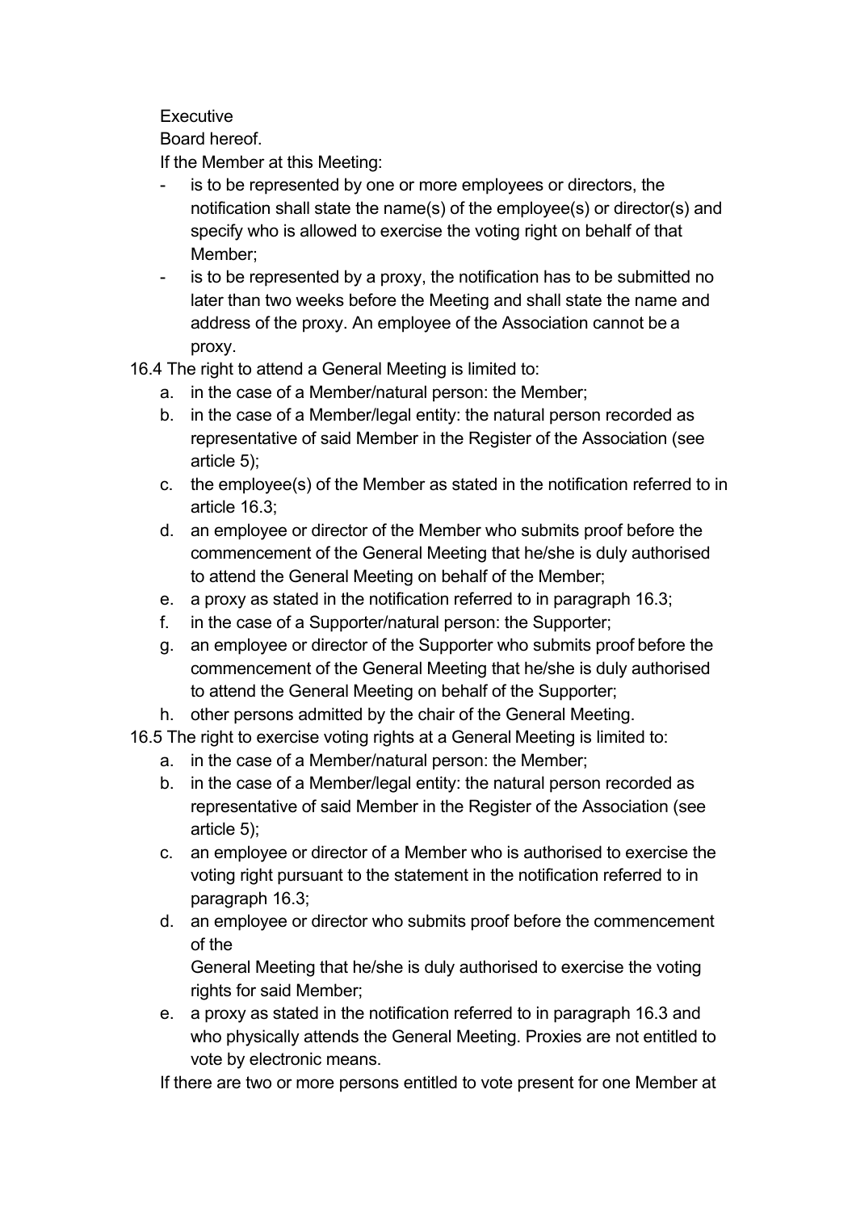Executive Board hereof.

If the Member at this Meeting:

- is to be represented by one or more employees or directors, the notification shall state the name(s) of the employee(s) or director(s) and specify who is allowed to exercise the voting right on behalf of that Member;
- is to be represented by a proxy, the notification has to be submitted no later than two weeks before the Meeting and shall state the name and address of the proxy. An employee of the Association cannot be a proxy.

16.4 The right to attend a General Meeting is limited to:

a. in the case of a Member/natural person: the Member;
b. in the case of a Member/legal entity: the natural person recorded as representative of said Member in the Register of the Association (see article 5);
c. the employee(s) of the Member as stated in the notification referred to in article 16.3;
d. an employee or director of the Member who submits proof before the commencement of the General Meeting that he/she is duly authorised to attend the General Meeting on behalf of the Member;
e. a proxy as stated in the notification referred to in paragraph 16.3;
f. in the case of a Supporter/natural person: the Supporter;
g. an employee or director of the Supporter who submits proof before the commencement of the General Meeting that he/she is duly authorised to attend the General Meeting on behalf of the Supporter;
h. other persons admitted by the chair of the General Meeting.

16.5 The right to exercise voting rights at a General Meeting is limited to:

a. in the case of a Member/natural person: the Member;
b. in the case of a Member/legal entity: the natural person recorded as representative of said Member in the Register of the Association (see article 5);
c. an employee or director of a Member who is authorised to exercise the voting right pursuant to the statement in the notification referred to in paragraph 16.3;
d. an employee or director who submits proof before the commencement of the General Meeting that he/she is duly authorised to exercise the voting rights for said Member;
e. a proxy as stated in the notification referred to in paragraph 16.3 and who physically attends the General Meeting. Proxies are not entitled to vote by electronic means.

If there are two or more persons entitled to vote present for one Member at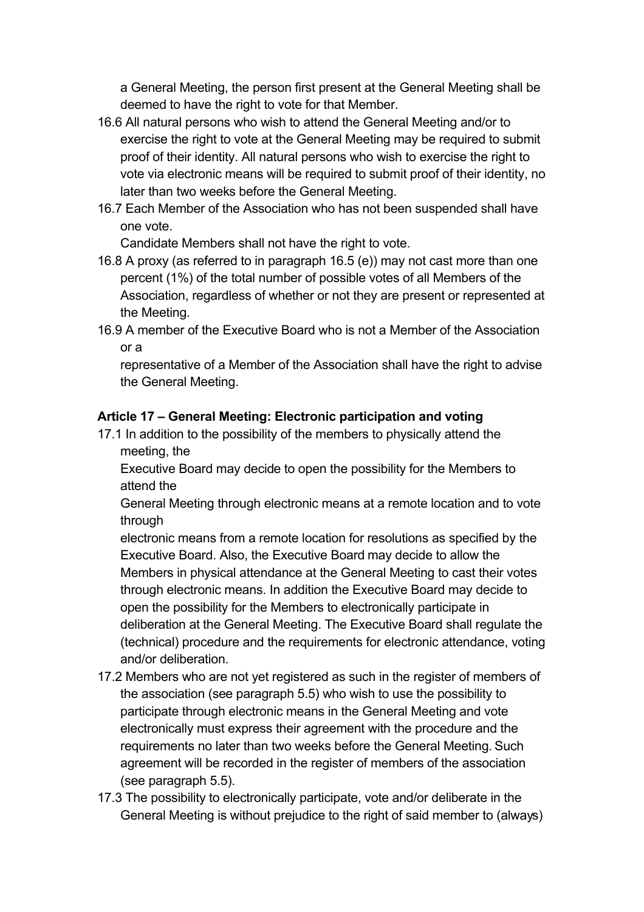a General Meeting, the person first present at the General Meeting shall be deemed to have the right to vote for that Member.

16.6 All natural persons who wish to attend the General Meeting and/or to exercise the right to vote at the General Meeting may be required to submit proof of their identity. All natural persons who wish to exercise the right to vote via electronic means will be required to submit proof of their identity, no later than two weeks before the General Meeting.

16.7 Each Member of the Association who has not been suspended shall have one vote.
Candidate Members shall not have the right to vote.

16.8 A proxy (as referred to in paragraph 16.5 (e)) may not cast more than one percent (1%) of the total number of possible votes of all Members of the Association, regardless of whether or not they are present or represented at the Meeting.

16.9 A member of the Executive Board who is not a Member of the Association or a
representative of a Member of the Association shall have the right to advise the General Meeting.

**Article 17 – General Meeting: Electronic participation and voting**

17.1 In addition to the possibility of the members to physically attend the meeting, the
Executive Board may decide to open the possibility for the Members to attend the
General Meeting through electronic means at a remote location and to vote through
electronic means from a remote location for resolutions as specified by the Executive Board. Also, the Executive Board may decide to allow the Members in physical attendance at the General Meeting to cast their votes through electronic means. In addition the Executive Board may decide to open the possibility for the Members to electronically participate in deliberation at the General Meeting. The Executive Board shall regulate the (technical) procedure and the requirements for electronic attendance, voting and/or deliberation.

17.2 Members who are not yet registered as such in the register of members of the association (see paragraph 5.5) who wish to use the possibility to participate through electronic means in the General Meeting and vote electronically must express their agreement with the procedure and the requirements no later than two weeks before the General Meeting. Such agreement will be recorded in the register of members of the association (see paragraph 5.5).

17.3 The possibility to electronically participate, vote and/or deliberate in the General Meeting is without prejudice to the right of said member to (always)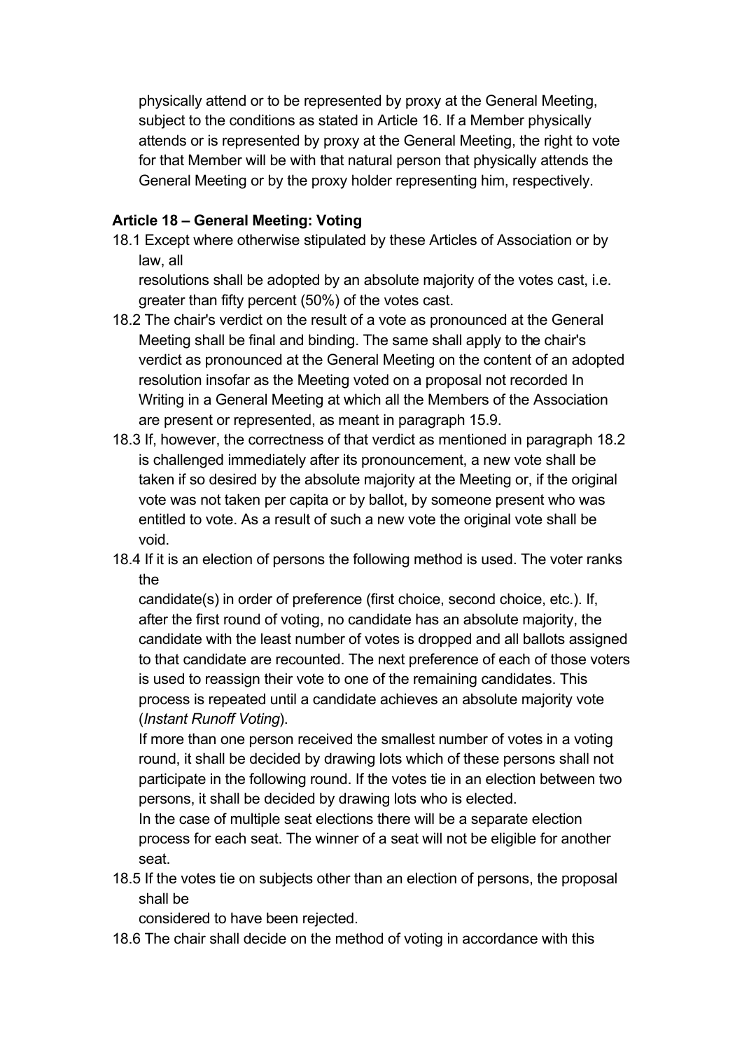physically attend or to be represented by proxy at the General Meeting, subject to the conditions as stated in Article 16. If a Member physically attends or is represented by proxy at the General Meeting, the right to vote for that Member will be with that natural person that physically attends the General Meeting or by the proxy holder representing him, respectively.

**Article 18 – General Meeting: Voting**

18.1 Except where otherwise stipulated by these Articles of Association or by law, all resolutions shall be adopted by an absolute majority of the votes cast, i.e. greater than fifty percent (50%) of the votes cast.

18.2 The chair's verdict on the result of a vote as pronounced at the General Meeting shall be final and binding. The same shall apply to the chair's verdict as pronounced at the General Meeting on the content of an adopted resolution insofar as the Meeting voted on a proposal not recorded In Writing in a General Meeting at which all the Members of the Association are present or represented, as meant in paragraph 15.9.

18.3 If, however, the correctness of that verdict as mentioned in paragraph 18.2 is challenged immediately after its pronouncement, a new vote shall be taken if so desired by the absolute majority at the Meeting or, if the original vote was not taken per capita or by ballot, by someone present who was entitled to vote. As a result of such a new vote the original vote shall be void.

18.4 If it is an election of persons the following method is used. The voter ranks the candidate(s) in order of preference (first choice, second choice, etc.). If, after the first round of voting, no candidate has an absolute majority, the candidate with the least number of votes is dropped and all ballots assigned to that candidate are recounted. The next preference of each of those voters is used to reassign their vote to one of the remaining candidates. This process is repeated until a candidate achieves an absolute majority vote (*Instant Runoff Voting*).
If more than one person received the smallest number of votes in a voting round, it shall be decided by drawing lots which of these persons shall not participate in the following round. If the votes tie in an election between two persons, it shall be decided by drawing lots who is elected.
In the case of multiple seat elections there will be a separate election process for each seat. The winner of a seat will not be eligible for another seat.

18.5 If the votes tie on subjects other than an election of persons, the proposal shall be considered to have been rejected.

18.6 The chair shall decide on the method of voting in accordance with this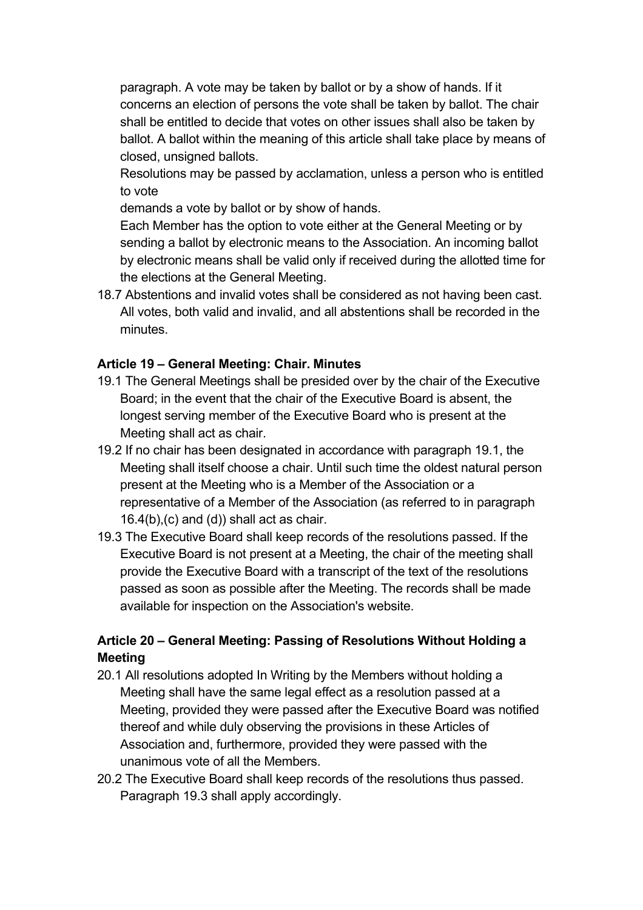paragraph. A vote may be taken by ballot or by a show of hands. If it concerns an election of persons the vote shall be taken by ballot. The chair shall be entitled to decide that votes on other issues shall also be taken by ballot. A ballot within the meaning of this article shall take place by means of closed, unsigned ballots.

Resolutions may be passed by acclamation, unless a person who is entitled to vote

demands a vote by ballot or by show of hands.

Each Member has the option to vote either at the General Meeting or by sending a ballot by electronic means to the Association. An incoming ballot by electronic means shall be valid only if received during the allotted time for the elections at the General Meeting.

18.7 Abstentions and invalid votes shall be considered as not having been cast. All votes, both valid and invalid, and all abstentions shall be recorded in the minutes.

**Article 19 – General Meeting: Chair. Minutes**

19.1 The General Meetings shall be presided over by the chair of the Executive Board; in the event that the chair of the Executive Board is absent, the longest serving member of the Executive Board who is present at the Meeting shall act as chair.

19.2 If no chair has been designated in accordance with paragraph 19.1, the Meeting shall itself choose a chair. Until such time the oldest natural person present at the Meeting who is a Member of the Association or a representative of a Member of the Association (as referred to in paragraph 16.4(b),(c) and (d)) shall act as chair.

19.3 The Executive Board shall keep records of the resolutions passed. If the Executive Board is not present at a Meeting, the chair of the meeting shall provide the Executive Board with a transcript of the text of the resolutions passed as soon as possible after the Meeting. The records shall be made available for inspection on the Association's website.

**Article 20 – General Meeting: Passing of Resolutions Without Holding a Meeting**

20.1 All resolutions adopted In Writing by the Members without holding a Meeting shall have the same legal effect as a resolution passed at a Meeting, provided they were passed after the Executive Board was notified thereof and while duly observing the provisions in these Articles of Association and, furthermore, provided they were passed with the unanimous vote of all the Members.

20.2 The Executive Board shall keep records of the resolutions thus passed. Paragraph 19.3 shall apply accordingly.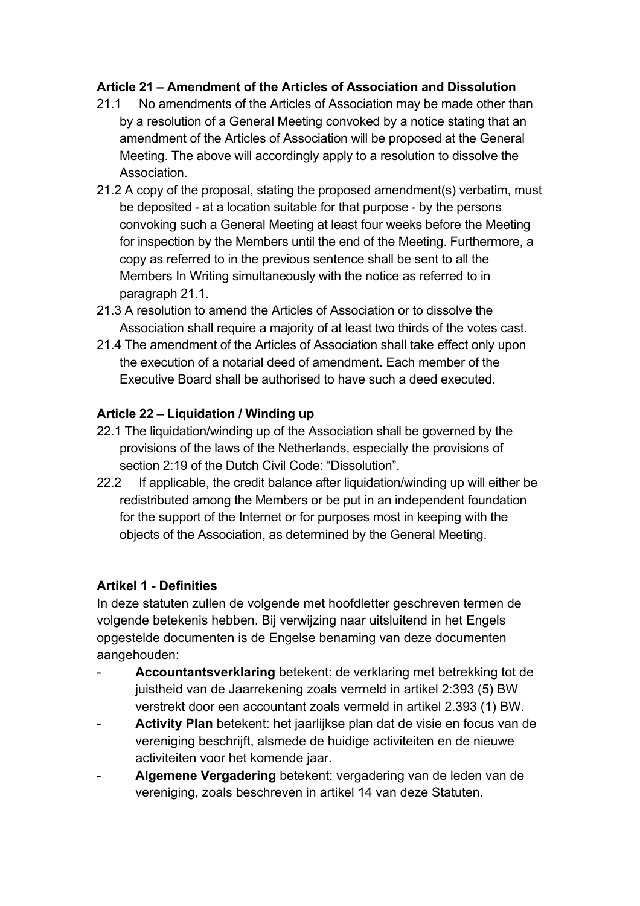**Article 21 – Amendment of the Articles of Association and Dissolution**

21.1 No amendments of the Articles of Association may be made other than by a resolution of a General Meeting convoked by a notice stating that an amendment of the Articles of Association will be proposed at the General Meeting. The above will accordingly apply to a resolution to dissolve the Association.

21.2 A copy of the proposal, stating the proposed amendment(s) verbatim, must be deposited - at a location suitable for that purpose - by the persons convoking such a General Meeting at least four weeks before the Meeting for inspection by the Members until the end of the Meeting. Furthermore, a copy as referred to in the previous sentence shall be sent to all the Members In Writing simultaneously with the notice as referred to in paragraph 21.1.

21.3 A resolution to amend the Articles of Association or to dissolve the Association shall require a majority of at least two thirds of the votes cast.

21.4 The amendment of the Articles of Association shall take effect only upon the execution of a notarial deed of amendment. Each member of the Executive Board shall be authorised to have such a deed executed.

**Article 22 – Liquidation / Winding up**

22.1 The liquidation/winding up of the Association shall be governed by the provisions of the laws of the Netherlands, especially the provisions of section 2:19 of the Dutch Civil Code: "Dissolution".

22.2 If applicable, the credit balance after liquidation/winding up will either be redistributed among the Members or be put in an independent foundation for the support of the Internet or for purposes most in keeping with the objects of the Association, as determined by the General Meeting.

**Artikel 1 - Definities**

In deze statuten zullen de volgende met hoofdletter geschreven termen de volgende betekenis hebben. Bij verwijzing naar uitsluitend in het Engels opgestelde documenten is de Engelse benaming van deze documenten aangehouden:

- **Accountantsverklaring** betekent: de verklaring met betrekking tot de juistheid van de Jaarrekening zoals vermeld in artikel 2:393 (5) BW verstrekt door een accountant zoals vermeld in artikel 2.393 (1) BW.
- **Activity Plan** betekent: het jaarlijkse plan dat de visie en focus van de vereniging beschrijft, alsmede de huidige activiteiten en de nieuwe activiteiten voor het komende jaar.
- **Algemene Vergadering** betekent: vergadering van de leden van de vereniging, zoals beschreven in artikel 14 van deze Statuten.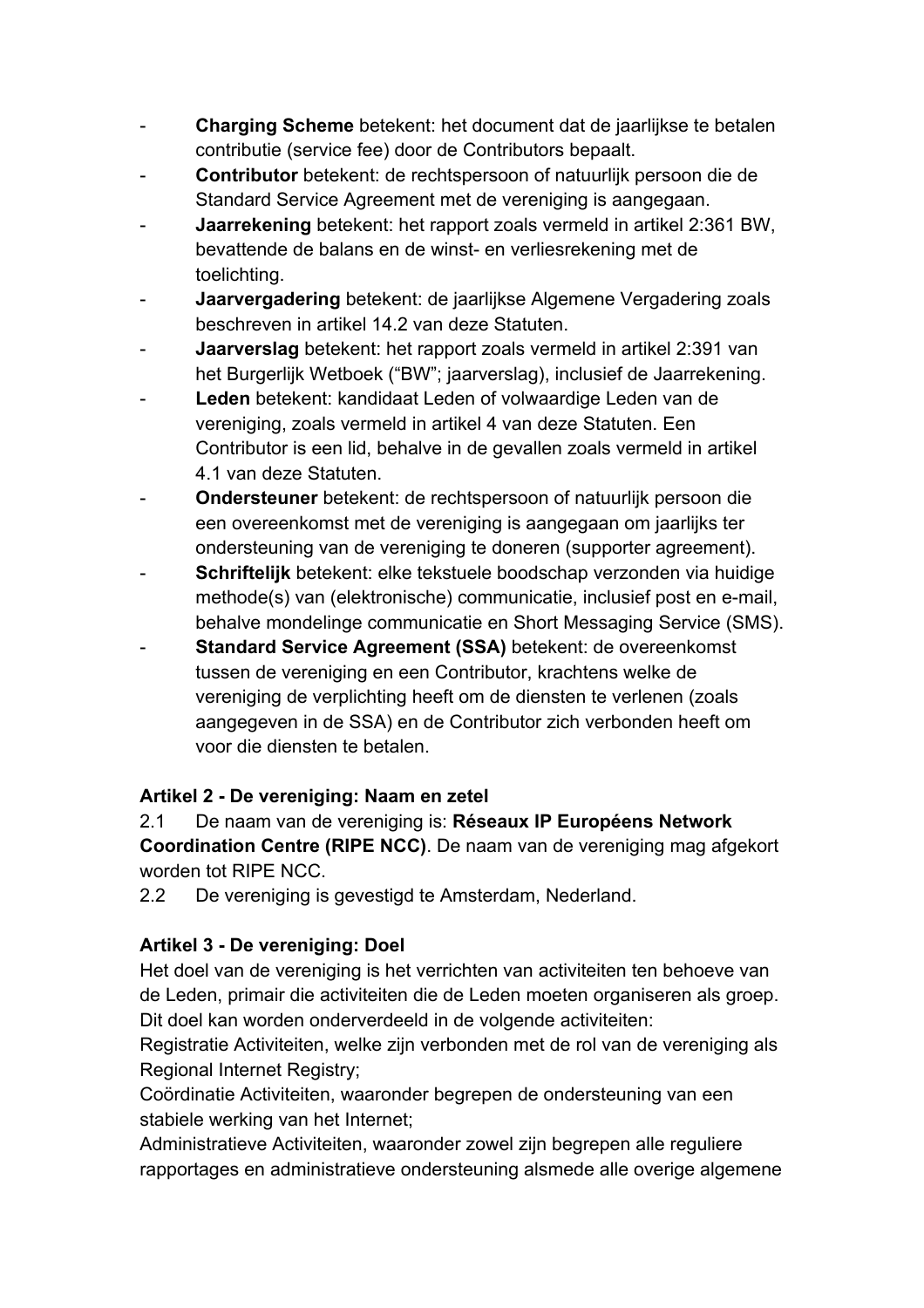- **Charging Scheme** betekent: het document dat de jaarlijkse te betalen contributie (service fee) door de Contributors bepaalt.
- **Contributor** betekent: de rechtspersoon of natuurlijk persoon die de Standard Service Agreement met de vereniging is aangegaan.
- **Jaarrekening** betekent: het rapport zoals vermeld in artikel 2:361 BW, bevattende de balans en de winst- en verliesrekening met de toelichting.
- **Jaarvergadering** betekent: de jaarlijkse Algemene Vergadering zoals beschreven in artikel 14.2 van deze Statuten.
- **Jaarverslag** betekent: het rapport zoals vermeld in artikel 2:391 van het Burgerlijk Wetboek ("BW"; jaarverslag), inclusief de Jaarrekening.
- **Leden** betekent: kandidaat Leden of volwaardige Leden van de vereniging, zoals vermeld in artikel 4 van deze Statuten. Een Contributor is een lid, behalve in de gevallen zoals vermeld in artikel 4.1 van deze Statuten.
- **Ondersteuner** betekent: de rechtspersoon of natuurlijk persoon die een overeenkomst met de vereniging is aangegaan om jaarlijks ter ondersteuning van de vereniging te doneren (supporter agreement).
- **Schriftelijk** betekent: elke tekstuele boodschap verzonden via huidige methode(s) van (elektronische) communicatie, inclusief post en e-mail, behalve mondelinge communicatie en Short Messaging Service (SMS).
- **Standard Service Agreement (SSA)** betekent: de overeenkomst tussen de vereniging en een Contributor, krachtens welke de vereniging de verplichting heeft om de diensten te verlenen (zoals aangegeven in de SSA) en de Contributor zich verbonden heeft om voor die diensten te betalen.

**Artikel 2 - De vereniging: Naam en zetel**

2.1 De naam van de vereniging is: **Réseaux IP Européens Network Coordination Centre (RIPE NCC)**. De naam van de vereniging mag afgekort worden tot RIPE NCC.

2.2 De vereniging is gevestigd te Amsterdam, Nederland.

**Artikel 3 - De vereniging: Doel**

Het doel van de vereniging is het verrichten van activiteiten ten behoeve van de Leden, primair die activiteiten die de Leden moeten organiseren als groep. Dit doel kan worden onderverdeeld in de volgende activiteiten:

Registratie Activiteiten, welke zijn verbonden met de rol van de vereniging als Regional Internet Registry;

Coördinatie Activiteiten, waaronder begrepen de ondersteuning van een stabiele werking van het Internet;

Administratieve Activiteiten, waaronder zowel zijn begrepen alle reguliere rapportages en administratieve ondersteuning alsmede alle overige algemene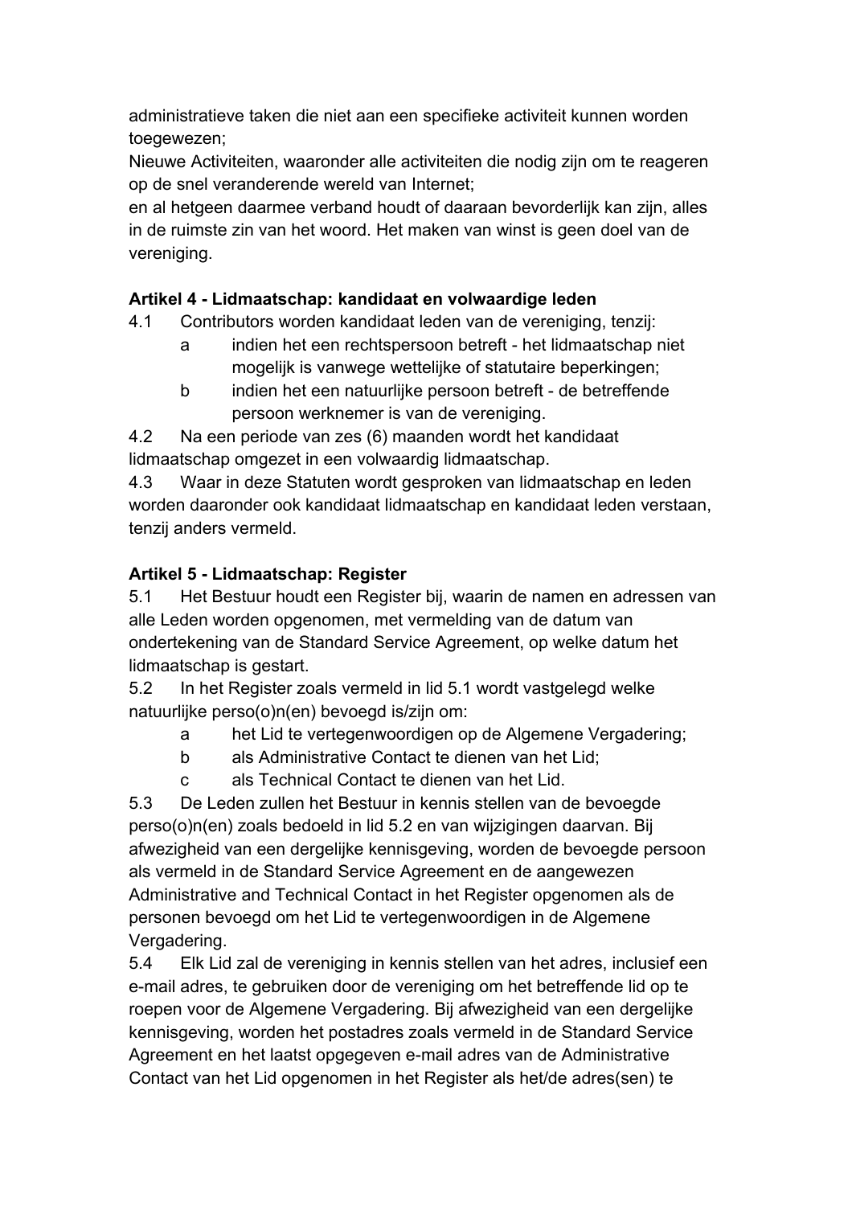administratieve taken die niet aan een specifieke activiteit kunnen worden toegewezen;
Nieuwe Activiteiten, waaronder alle activiteiten die nodig zijn om te reageren op de snel veranderende wereld van Internet;
en al hetgeen daarmee verband houdt of daaraan bevorderlijk kan zijn, alles in de ruimste zin van het woord. Het maken van winst is geen doel van de vereniging.

**Artikel 4 - Lidmaatschap: kandidaat en volwaardige leden**

4.1 Contributors worden kandidaat leden van de vereniging, tenzij:

- a indien het een rechtspersoon betreft - het lidmaatschap niet mogelijk is vanwege wettelijke of statutaire beperkingen;
- b indien het een natuurlijke persoon betreft - de betreffende persoon werknemer is van de vereniging.

4.2 Na een periode van zes (6) maanden wordt het kandidaat lidmaatschap omgezet in een volwaardig lidmaatschap.

4.3 Waar in deze Statuten wordt gesproken van lidmaatschap en leden worden daaronder ook kandidaat lidmaatschap en kandidaat leden verstaan, tenzij anders vermeld.

**Artikel 5 - Lidmaatschap: Register**

5.1 Het Bestuur houdt een Register bij, waarin de namen en adressen van alle Leden worden opgenomen, met vermelding van de datum van ondertekening van de Standard Service Agreement, op welke datum het lidmaatschap is gestart.

5.2 In het Register zoals vermeld in lid 5.1 wordt vastgelegd welke natuurlijke perso(o)n(en) bevoegd is/zijn om:

- a het Lid te vertegenwoordigen op de Algemene Vergadering;
- b als Administrative Contact te dienen van het Lid;
- c als Technical Contact te dienen van het Lid.

5.3 De Leden zullen het Bestuur in kennis stellen van de bevoegde perso(o)n(en) zoals bedoeld in lid 5.2 en van wijzigingen daarvan. Bij afwezigheid van een dergelijke kennisgeving, worden de bevoegde persoon als vermeld in de Standard Service Agreement en de aangewezen Administrative and Technical Contact in het Register opgenomen als de personen bevoegd om het Lid te vertegenwoordigen in de Algemene Vergadering.

5.4 Elk Lid zal de vereniging in kennis stellen van het adres, inclusief een e-mail adres, te gebruiken door de vereniging om het betreffende lid op te roepen voor de Algemene Vergadering. Bij afwezigheid van een dergelijke kennisgeving, worden het postadres zoals vermeld in de Standard Service Agreement en het laatst opgegeven e-mail adres van de Administrative Contact van het Lid opgenomen in het Register als het/de adres(sen) te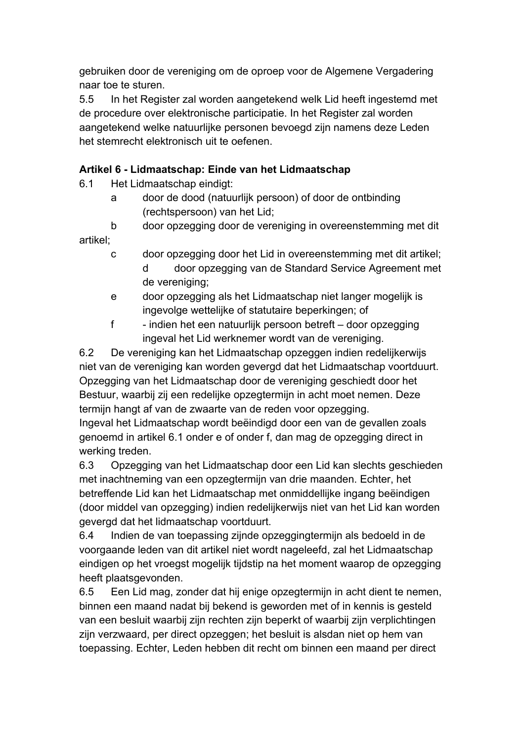gebruiken door de vereniging om de oproep voor de Algemene Vergadering naar toe te sturen.

5.5 In het Register zal worden aangetekend welk Lid heeft ingestemd met de procedure over elektronische participatie. In het Register zal worden aangetekend welke natuurlijke personen bevoegd zijn namens deze Leden het stemrecht elektronisch uit te oefenen.

**Artikel 6 - Lidmaatschap: Einde van het Lidmaatschap**

6.1 Het Lidmaatschap eindigt:

- a door de dood (natuurlijk persoon) of door de ontbinding (rechtspersoon) van het Lid;
- b door opzegging door de vereniging in overeenstemming met dit artikel;
- c door opzegging door het Lid in overeenstemming met dit artikel;
- d door opzegging van de Standard Service Agreement met de vereniging;
- e door opzegging als het Lidmaatschap niet langer mogelijk is ingevolge wettelijke of statutaire beperkingen; of
- f - indien het een natuurlijk persoon betreft – door opzegging ingeval het Lid werknemer wordt van de vereniging.

6.2 De vereniging kan het Lidmaatschap opzeggen indien redelijkerwijs niet van de vereniging kan worden gevergd dat het Lidmaatschap voortduurt. Opzegging van het Lidmaatschap door de vereniging geschiedt door het Bestuur, waarbij zij een redelijke opzegtermijn in acht moet nemen. Deze termijn hangt af van de zwaarte van de reden voor opzegging.
Ingeval het Lidmaatschap wordt beëindigd door een van de gevallen zoals genoemd in artikel 6.1 onder e of onder f, dan mag de opzegging direct in werking treden.

6.3 Opzegging van het Lidmaatschap door een Lid kan slechts geschieden met inachtneming van een opzegtermijn van drie maanden. Echter, het betreffende Lid kan het Lidmaatschap met onmiddellijke ingang beëindigen (door middel van opzegging) indien redelijkerwijs niet van het Lid kan worden gevergd dat het lidmaatschap voortduurt.

6.4 Indien de van toepassing zijnde opzeggingtermijn als bedoeld in de voorgaande leden van dit artikel niet wordt nageleefd, zal het Lidmaatschap eindigen op het vroegst mogelijk tijdstip na het moment waarop de opzegging heeft plaatsgevonden.

6.5 Een Lid mag, zonder dat hij enige opzegtermijn in acht dient te nemen, binnen een maand nadat bij bekend is geworden met of in kennis is gesteld van een besluit waarbij zijn rechten zijn beperkt of waarbij zijn verplichtingen zijn verzwaard, per direct opzeggen; het besluit is alsdan niet op hem van toepassing. Echter, Leden hebben dit recht om binnen een maand per direct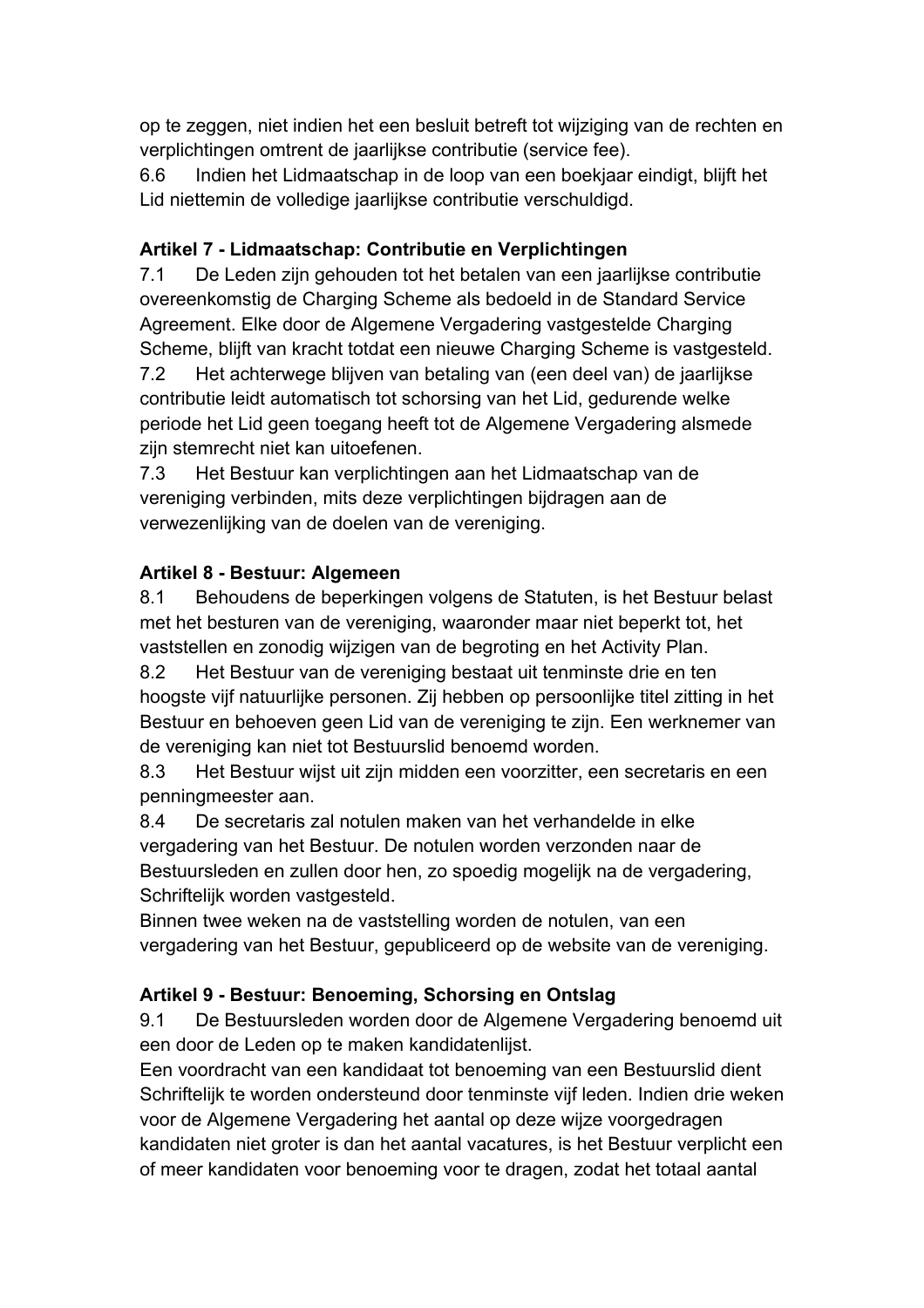op te zeggen, niet indien het een besluit betreft tot wijziging van de rechten en verplichtingen omtrent de jaarlijkse contributie (service fee).

6.6 Indien het Lidmaatschap in de loop van een boekjaar eindigt, blijft het Lid niettemin de volledige jaarlijkse contributie verschuldigd.

**Artikel 7 - Lidmaatschap: Contributie en Verplichtingen**

7.1 De Leden zijn gehouden tot het betalen van een jaarlijkse contributie overeenkomstig de Charging Scheme als bedoeld in de Standard Service Agreement. Elke door de Algemene Vergadering vastgestelde Charging Scheme, blijft van kracht totdat een nieuwe Charging Scheme is vastgesteld.

7.2 Het achterwege blijven van betaling van (een deel van) de jaarlijkse contributie leidt automatisch tot schorsing van het Lid, gedurende welke periode het Lid geen toegang heeft tot de Algemene Vergadering alsmede zijn stemrecht niet kan uitoefenen.

7.3 Het Bestuur kan verplichtingen aan het Lidmaatschap van de vereniging verbinden, mits deze verplichtingen bijdragen aan de verwezenlijking van de doelen van de vereniging.

**Artikel 8 - Bestuur: Algemeen**

8.1 Behoudens de beperkingen volgens de Statuten, is het Bestuur belast met het besturen van de vereniging, waaronder maar niet beperkt tot, het vaststellen en zonodig wijzigen van de begroting en het Activity Plan.

8.2 Het Bestuur van de vereniging bestaat uit tenminste drie en ten hoogste vijf natuurlijke personen. Zij hebben op persoonlijke titel zitting in het Bestuur en behoeven geen Lid van de vereniging te zijn. Een werknemer van de vereniging kan niet tot Bestuurslid benoemd worden.

8.3 Het Bestuur wijst uit zijn midden een voorzitter, een secretaris en een penningmeester aan.

8.4 De secretaris zal notulen maken van het verhandelde in elke vergadering van het Bestuur. De notulen worden verzonden naar de Bestuursleden en zullen door hen, zo spoedig mogelijk na de vergadering, Schriftelijk worden vastgesteld.

Binnen twee weken na de vaststelling worden de notulen, van een vergadering van het Bestuur, gepubliceerd op de website van de vereniging.

**Artikel 9 - Bestuur: Benoeming, Schorsing en Ontslag**

9.1 De Bestuursleden worden door de Algemene Vergadering benoemd uit een door de Leden op te maken kandidatenlijst.

Een voordracht van een kandidaat tot benoeming van een Bestuurslid dient Schriftelijk te worden ondersteund door tenminste vijf leden. Indien drie weken voor de Algemene Vergadering het aantal op deze wijze voorgedragen kandidaten niet groter is dan het aantal vacatures, is het Bestuur verplicht een of meer kandidaten voor benoeming voor te dragen, zodat het totaal aantal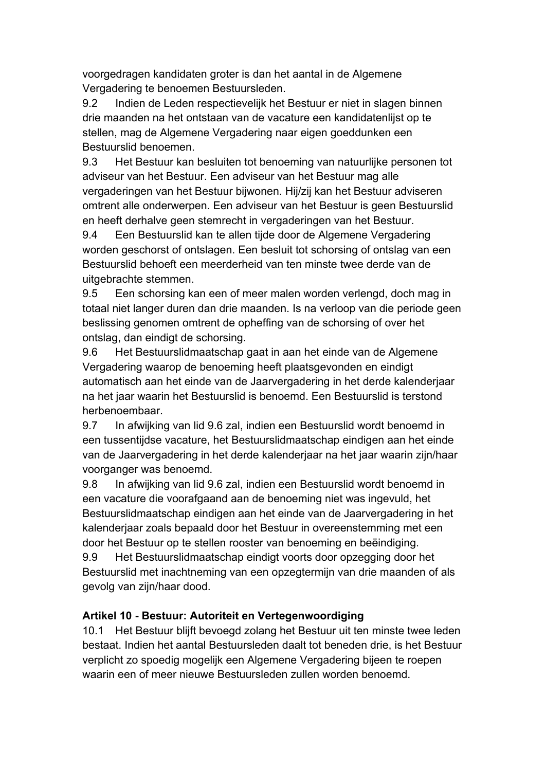voorgedragen kandidaten groter is dan het aantal in de Algemene Vergadering te benoemen Bestuursleden.

9.2 Indien de Leden respectievelijk het Bestuur er niet in slagen binnen drie maanden na het ontstaan van de vacature een kandidatenlijst op te stellen, mag de Algemene Vergadering naar eigen goeddunken een Bestuurslid benoemen.

9.3 Het Bestuur kan besluiten tot benoeming van natuurlijke personen tot adviseur van het Bestuur. Een adviseur van het Bestuur mag alle vergaderingen van het Bestuur bijwonen. Hij/zij kan het Bestuur adviseren omtrent alle onderwerpen. Een adviseur van het Bestuur is geen Bestuurslid en heeft derhalve geen stemrecht in vergaderingen van het Bestuur.

9.4 Een Bestuurslid kan te allen tijde door de Algemene Vergadering worden geschorst of ontslagen. Een besluit tot schorsing of ontslag van een Bestuurslid behoeft een meerderheid van ten minste twee derde van de uitgebrachte stemmen.

9.5 Een schorsing kan een of meer malen worden verlengd, doch mag in totaal niet langer duren dan drie maanden. Is na verloop van die periode geen beslissing genomen omtrent de opheffing van de schorsing of over het ontslag, dan eindigt de schorsing.

9.6 Het Bestuurslidmaatschap gaat in aan het einde van de Algemene Vergadering waarop de benoeming heeft plaatsgevonden en eindigt automatisch aan het einde van de Jaarvergadering in het derde kalenderjaar na het jaar waarin het Bestuurslid is benoemd. Een Bestuurslid is terstond herbenoembaar.

9.7 In afwijking van lid 9.6 zal, indien een Bestuurslid wordt benoemd in een tussentijdse vacature, het Bestuurslidmaatschap eindigen aan het einde van de Jaarvergadering in het derde kalenderjaar na het jaar waarin zijn/haar voorganger was benoemd.

9.8 In afwijking van lid 9.6 zal, indien een Bestuurslid wordt benoemd in een vacature die voorafgaand aan de benoeming niet was ingevuld, het Bestuurslidmaatschap eindigen aan het einde van de Jaarvergadering in het kalenderjaar zoals bepaald door het Bestuur in overeenstemming met een door het Bestuur op te stellen rooster van benoeming en beëindiging.

9.9 Het Bestuurslidmaatschap eindigt voorts door opzegging door het Bestuurslid met inachtneming van een opzegtermijn van drie maanden of als gevolg van zijn/haar dood.

**Artikel 10 - Bestuur: Autoriteit en Vertegenwoordiging**

10.1 Het Bestuur blijft bevoegd zolang het Bestuur uit ten minste twee leden bestaat. Indien het aantal Bestuursleden daalt tot beneden drie, is het Bestuur verplicht zo spoedig mogelijk een Algemene Vergadering bijeen te roepen waarin een of meer nieuwe Bestuursleden zullen worden benoemd.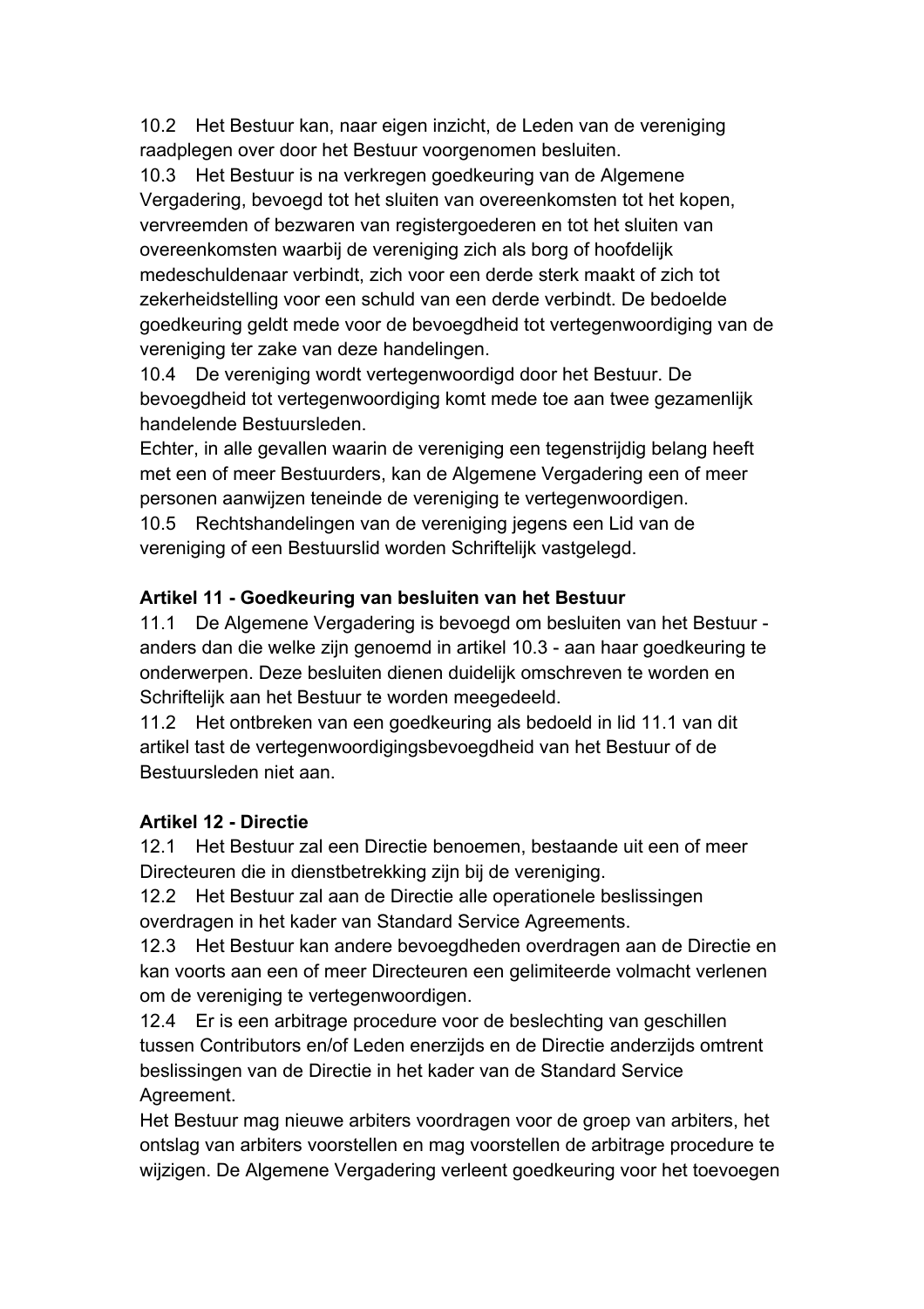10.2 Het Bestuur kan, naar eigen inzicht, de Leden van de vereniging raadplegen over door het Bestuur voorgenomen besluiten.

10.3 Het Bestuur is na verkregen goedkeuring van de Algemene Vergadering, bevoegd tot het sluiten van overeenkomsten tot het kopen, vervreemden of bezwaren van registergoederen en tot het sluiten van overeenkomsten waarbij de vereniging zich als borg of hoofdelijk medeschuldenaar verbindt, zich voor een derde sterk maakt of zich tot zekerheidstelling voor een schuld van een derde verbindt. De bedoelde goedkeuring geldt mede voor de bevoegdheid tot vertegenwoordiging van de vereniging ter zake van deze handelingen.

10.4 De vereniging wordt vertegenwoordigd door het Bestuur. De bevoegdheid tot vertegenwoordiging komt mede toe aan twee gezamenlijk handelende Bestuursleden.

Echter, in alle gevallen waarin de vereniging een tegenstrijdig belang heeft met een of meer Bestuurders, kan de Algemene Vergadering een of meer personen aanwijzen teneinde de vereniging te vertegenwoordigen.

10.5 Rechtshandelingen van de vereniging jegens een Lid van de vereniging of een Bestuurslid worden Schriftelijk vastgelegd.

**Artikel 11 - Goedkeuring van besluiten van het Bestuur**

11.1 De Algemene Vergadering is bevoegd om besluiten van het Bestuur - anders dan die welke zijn genoemd in artikel 10.3 - aan haar goedkeuring te onderwerpen. Deze besluiten dienen duidelijk omschreven te worden en Schriftelijk aan het Bestuur te worden meegedeeld.

11.2 Het ontbreken van een goedkeuring als bedoeld in lid 11.1 van dit artikel tast de vertegenwoordigingsbevoegdheid van het Bestuur of de Bestuursleden niet aan.

**Artikel 12 - Directie**

12.1 Het Bestuur zal een Directie benoemen, bestaande uit een of meer Directeuren die in dienstbetrekking zijn bij de vereniging.

12.2 Het Bestuur zal aan de Directie alle operationele beslissingen overdragen in het kader van Standard Service Agreements.

12.3 Het Bestuur kan andere bevoegdheden overdragen aan de Directie en kan voorts aan een of meer Directeuren een gelimiteerde volmacht verlenen om de vereniging te vertegenwoordigen.

12.4 Er is een arbitrage procedure voor de beslechting van geschillen tussen Contributors en/of Leden enerzijds en de Directie anderzijds omtrent beslissingen van de Directie in het kader van de Standard Service Agreement.

Het Bestuur mag nieuwe arbiters voordragen voor de groep van arbiters, het ontslag van arbiters voorstellen en mag voorstellen de arbitrage procedure te wijzigen. De Algemene Vergadering verleent goedkeuring voor het toevoegen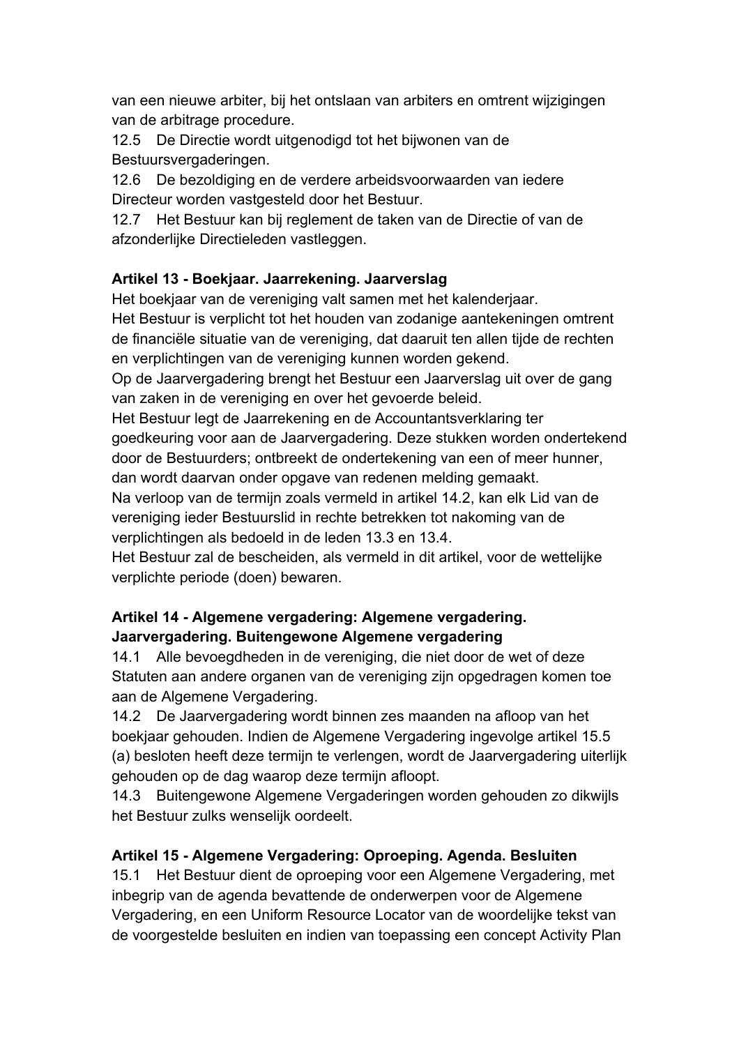van een nieuwe arbiter, bij het ontslaan van arbiters en omtrent wijzigingen van de arbitrage procedure.

12.5 De Directie wordt uitgenodigd tot het bijwonen van de Bestuursvergaderingen.

12.6 De bezoldiging en de verdere arbeidsvoorwaarden van iedere Directeur worden vastgesteld door het Bestuur.

12.7 Het Bestuur kan bij reglement de taken van de Directie of van de afzonderlijke Directieleden vastleggen.

**Artikel 13 - Boekjaar. Jaarrekening. Jaarverslag**

Het boekjaar van de vereniging valt samen met het kalenderjaar.

Het Bestuur is verplicht tot het houden van zodanige aantekeningen omtrent de financiële situatie van de vereniging, dat daaruit ten allen tijde de rechten en verplichtingen van de vereniging kunnen worden gekend.

Op de Jaarvergadering brengt het Bestuur een Jaarverslag uit over de gang van zaken in de vereniging en over het gevoerde beleid.

Het Bestuur legt de Jaarrekening en de Accountantsverklaring ter goedkeuring voor aan de Jaarvergadering. Deze stukken worden ondertekend door de Bestuurders; ontbreekt de ondertekening van een of meer hunner, dan wordt daarvan onder opgave van redenen melding gemaakt.

Na verloop van de termijn zoals vermeld in artikel 14.2, kan elk Lid van de vereniging ieder Bestuurslid in rechte betrekken tot nakoming van de verplichtingen als bedoeld in de leden 13.3 en 13.4.

Het Bestuur zal de bescheiden, als vermeld in dit artikel, voor de wettelijke verplichte periode (doen) bewaren.

**Artikel 14 - Algemene vergadering: Algemene vergadering. Jaarvergadering. Buitengewone Algemene vergadering**

14.1 Alle bevoegdheden in de vereniging, die niet door de wet of deze Statuten aan andere organen van de vereniging zijn opgedragen komen toe aan de Algemene Vergadering.

14.2 De Jaarvergadering wordt binnen zes maanden na afloop van het boekjaar gehouden. Indien de Algemene Vergadering ingevolge artikel 15.5 (a) besloten heeft deze termijn te verlengen, wordt de Jaarvergadering uiterlijk gehouden op de dag waarop deze termijn afloopt.

14.3 Buitengewone Algemene Vergaderingen worden gehouden zo dikwijls het Bestuur zulks wenselijk oordeelt.

**Artikel 15 - Algemene Vergadering: Oproeping. Agenda. Besluiten**

15.1 Het Bestuur dient de oproeping voor een Algemene Vergadering, met inbegrip van de agenda bevattende de onderwerpen voor de Algemene Vergadering, en een Uniform Resource Locator van de woordelijke tekst van de voorgestelde besluiten en indien van toepassing een concept Activity Plan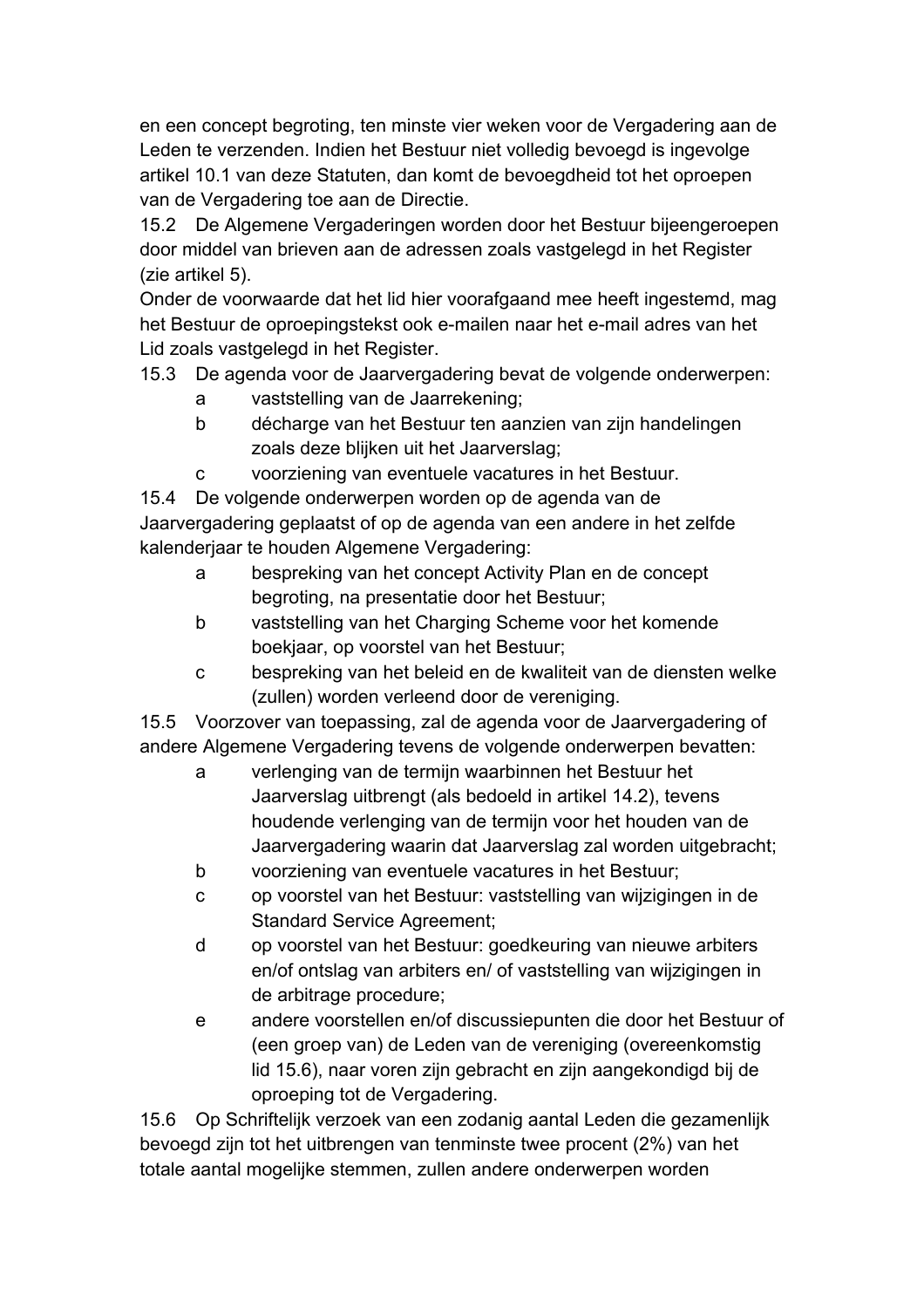en een concept begroting, ten minste vier weken voor de Vergadering aan de Leden te verzenden. Indien het Bestuur niet volledig bevoegd is ingevolge artikel 10.1 van deze Statuten, dan komt de bevoegdheid tot het oproepen van de Vergadering toe aan de Directie.

15.2 De Algemene Vergaderingen worden door het Bestuur bijeengeroepen door middel van brieven aan de adressen zoals vastgelegd in het Register (zie artikel 5).

Onder de voorwaarde dat het lid hier voorafgaand mee heeft ingestemd, mag het Bestuur de oproepingstekst ook e-mailen naar het e-mail adres van het Lid zoals vastgelegd in het Register.

15.3 De agenda voor de Jaarvergadering bevat de volgende onderwerpen:

- a vaststelling van de Jaarrekening;
- b décharge van het Bestuur ten aanzien van zijn handelingen zoals deze blijken uit het Jaarverslag;
- c voorziening van eventuele vacatures in het Bestuur.

15.4 De volgende onderwerpen worden op de agenda van de Jaarvergadering geplaatst of op de agenda van een andere in het zelfde kalenderjaar te houden Algemene Vergadering:

- a bespreking van het concept Activity Plan en de concept begroting, na presentatie door het Bestuur;
- b vaststelling van het Charging Scheme voor het komende boekjaar, op voorstel van het Bestuur;
- c bespreking van het beleid en de kwaliteit van de diensten welke (zullen) worden verleend door de vereniging.

15.5 Voorzover van toepassing, zal de agenda voor de Jaarvergadering of andere Algemene Vergadering tevens de volgende onderwerpen bevatten:

- a verlenging van de termijn waarbinnen het Bestuur het Jaarverslag uitbrengt (als bedoeld in artikel 14.2), tevens houdende verlenging van de termijn voor het houden van de Jaarvergadering waarin dat Jaarverslag zal worden uitgebracht;
- b voorziening van eventuele vacatures in het Bestuur;
- c op voorstel van het Bestuur: vaststelling van wijzigingen in de Standard Service Agreement;
- d op voorstel van het Bestuur: goedkeuring van nieuwe arbiters en/of ontslag van arbiters en/ of vaststelling van wijzigingen in de arbitrage procedure;
- e andere voorstellen en/of discussiepunten die door het Bestuur of (een groep van) de Leden van de vereniging (overeenkomstig lid 15.6), naar voren zijn gebracht en zijn aangekondigd bij de oproeping tot de Vergadering.

15.6 Op Schriftelijk verzoek van een zodanig aantal Leden die gezamenlijk bevoegd zijn tot het uitbrengen van tenminste twee procent (2%) van het totale aantal mogelijke stemmen, zullen andere onderwerpen worden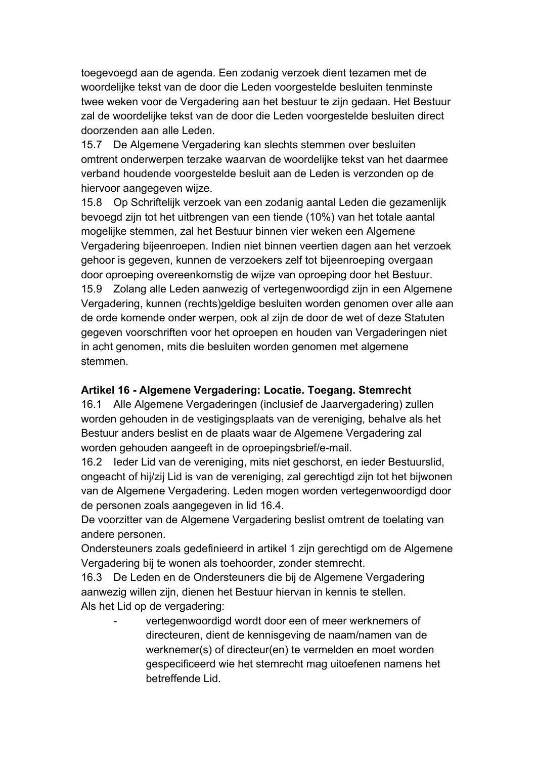toegevoegd aan de agenda. Een zodanig verzoek dient tezamen met de woordelijke tekst van de door die Leden voorgestelde besluiten tenminste twee weken voor de Vergadering aan het bestuur te zijn gedaan. Het Bestuur zal de woordelijke tekst van de door die Leden voorgestelde besluiten direct doorzenden aan alle Leden.

15.7 De Algemene Vergadering kan slechts stemmen over besluiten omtrent onderwerpen terzake waarvan de woordelijke tekst van het daarmee verband houdende voorgestelde besluit aan de Leden is verzonden op de hiervoor aangegeven wijze.

15.8 Op Schriftelijk verzoek van een zodanig aantal Leden die gezamenlijk bevoegd zijn tot het uitbrengen van een tiende (10%) van het totale aantal mogelijke stemmen, zal het Bestuur binnen vier weken een Algemene Vergadering bijeenroepen. Indien niet binnen veertien dagen aan het verzoek gehoor is gegeven, kunnen de verzoekers zelf tot bijeenroeping overgaan door oproeping overeenkomstig de wijze van oproeping door het Bestuur.

15.9 Zolang alle Leden aanwezig of vertegenwoordigd zijn in een Algemene Vergadering, kunnen (rechts)geldige besluiten worden genomen over alle aan de orde komende onder werpen, ook al zijn de door de wet of deze Statuten gegeven voorschriften voor het oproepen en houden van Vergaderingen niet in acht genomen, mits die besluiten worden genomen met algemene stemmen.

**Artikel 16 - Algemene Vergadering: Locatie. Toegang. Stemrecht**

16.1 Alle Algemene Vergaderingen (inclusief de Jaarvergadering) zullen worden gehouden in de vestigingsplaats van de vereniging, behalve als het Bestuur anders beslist en de plaats waar de Algemene Vergadering zal worden gehouden aangeeft in de oproepingsbrief/e-mail.

16.2 Ieder Lid van de vereniging, mits niet geschorst, en ieder Bestuurslid, ongeacht of hij/zij Lid is van de vereniging, zal gerechtigd zijn tot het bijwonen van de Algemene Vergadering. Leden mogen worden vertegenwoordigd door de personen zoals aangegeven in lid 16.4.

De voorzitter van de Algemene Vergadering beslist omtrent de toelating van andere personen.

Ondersteuners zoals gedefinieerd in artikel 1 zijn gerechtigd om de Algemene Vergadering bij te wonen als toehoorder, zonder stemrecht.

16.3 De Leden en de Ondersteuners die bij de Algemene Vergadering aanwezig willen zijn, dienen het Bestuur hiervan in kennis te stellen.

Als het Lid op de vergadering:

- vertegenwoordigd wordt door een of meer werknemers of directeuren, dient de kennisgeving de naam/namen van de werknemer(s) of directeur(en) te vermelden en moet worden gespecificeerd wie het stemrecht mag uitoefenen namens het betreffende Lid.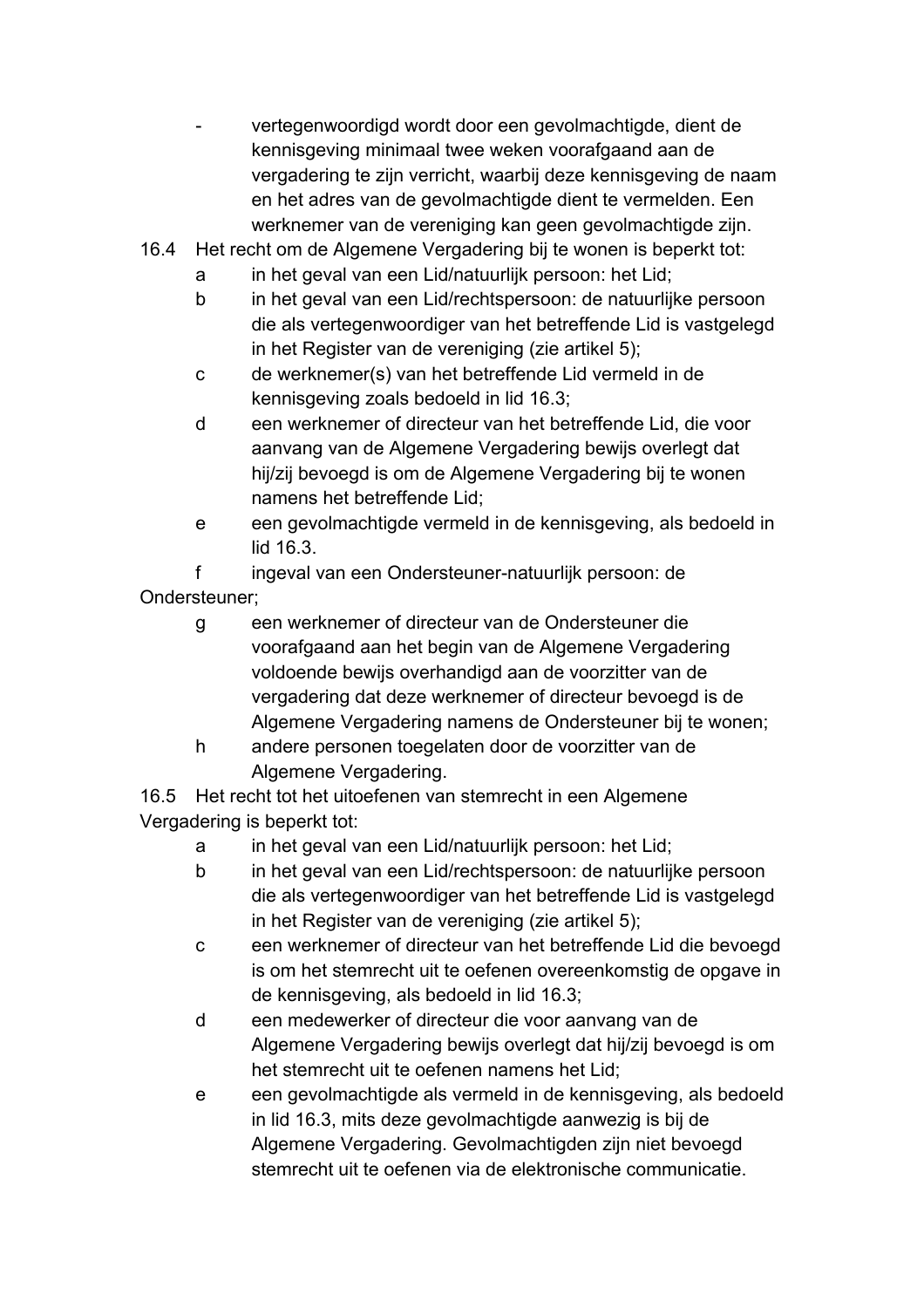- vertegenwoordigd wordt door een gevolmachtigde, dient de kennisgeving minimaal twee weken voorafgaand aan de vergadering te zijn verricht, waarbij deze kennisgeving de naam en het adres van de gevolmachtigde dient te vermelden. Een werknemer van de vereniging kan geen gevolmachtigde zijn.

16.4 Het recht om de Algemene Vergadering bij te wonen is beperkt tot:

- a in het geval van een Lid/natuurlijk persoon: het Lid;
- b in het geval van een Lid/rechtspersoon: de natuurlijke persoon die als vertegenwoordiger van het betreffende Lid is vastgelegd in het Register van de vereniging (zie artikel 5);
- c de werknemer(s) van het betreffende Lid vermeld in de kennisgeving zoals bedoeld in lid 16.3;
- d een werknemer of directeur van het betreffende Lid, die voor aanvang van de Algemene Vergadering bewijs overlegt dat hij/zij bevoegd is om de Algemene Vergadering bij te wonen namens het betreffende Lid;
- e een gevolmachtigde vermeld in de kennisgeving, als bedoeld in lid 16.3.
- f ingeval van een Ondersteuner-natuurlijk persoon: de Ondersteuner;
- g een werknemer of directeur van de Ondersteuner die voorafgaand aan het begin van de Algemene Vergadering voldoende bewijs overhandigd aan de voorzitter van de vergadering dat deze werknemer of directeur bevoegd is de Algemene Vergadering namens de Ondersteuner bij te wonen;
- h andere personen toegelaten door de voorzitter van de Algemene Vergadering.

16.5 Het recht tot het uitoefenen van stemrecht in een Algemene Vergadering is beperkt tot:

- a in het geval van een Lid/natuurlijk persoon: het Lid;
- b in het geval van een Lid/rechtspersoon: de natuurlijke persoon die als vertegenwoordiger van het betreffende Lid is vastgelegd in het Register van de vereniging (zie artikel 5);
- c een werknemer of directeur van het betreffende Lid die bevoegd is om het stemrecht uit te oefenen overeenkomstig de opgave in de kennisgeving, als bedoeld in lid 16.3;
- d een medewerker of directeur die voor aanvang van de Algemene Vergadering bewijs overlegt dat hij/zij bevoegd is om het stemrecht uit te oefenen namens het Lid;
- e een gevolmachtigde als vermeld in de kennisgeving, als bedoeld in lid 16.3, mits deze gevolmachtigde aanwezig is bij de Algemene Vergadering. Gevolmachtigden zijn niet bevoegd stemrecht uit te oefenen via de elektronische communicatie.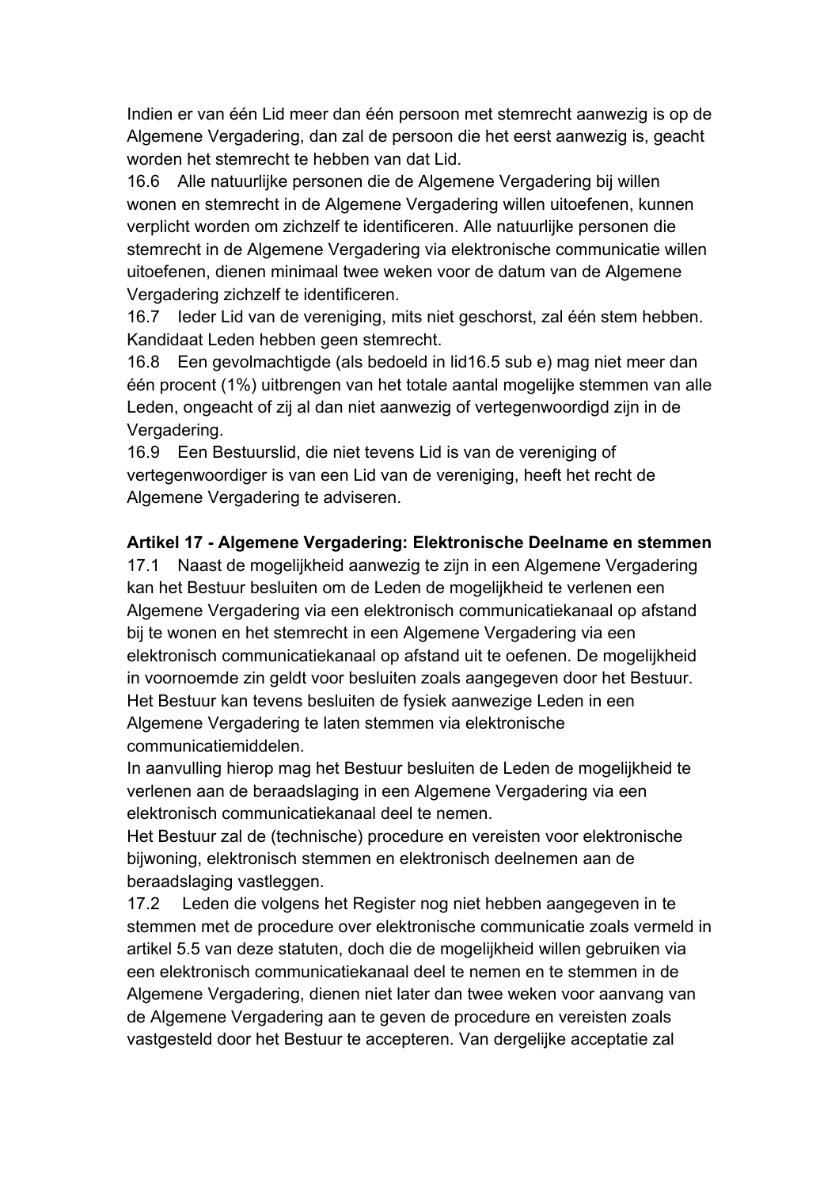Indien er van één Lid meer dan één persoon met stemrecht aanwezig is op de Algemene Vergadering, dan zal de persoon die het eerst aanwezig is, geacht worden het stemrecht te hebben van dat Lid.

16.6 Alle natuurlijke personen die de Algemene Vergadering bij willen wonen en stemrecht in de Algemene Vergadering willen uitoefenen, kunnen verplicht worden om zichzelf te identificeren. Alle natuurlijke personen die stemrecht in de Algemene Vergadering via elektronische communicatie willen uitoefenen, dienen minimaal twee weken voor de datum van de Algemene Vergadering zichzelf te identificeren.

16.7 Ieder Lid van de vereniging, mits niet geschorst, zal één stem hebben. Kandidaat Leden hebben geen stemrecht.

16.8 Een gevolmachtigde (als bedoeld in lid16.5 sub e) mag niet meer dan één procent (1%) uitbrengen van het totale aantal mogelijke stemmen van alle Leden, ongeacht of zij al dan niet aanwezig of vertegenwoordigd zijn in de Vergadering.

16.9 Een Bestuurslid, die niet tevens Lid is van de vereniging of vertegenwoordiger is van een Lid van de vereniging, heeft het recht de Algemene Vergadering te adviseren.

**Artikel 17 - Algemene Vergadering: Elektronische Deelname en stemmen**

17.1 Naast de mogelijkheid aanwezig te zijn in een Algemene Vergadering kan het Bestuur besluiten om de Leden de mogelijkheid te verlenen een Algemene Vergadering via een elektronisch communicatiekanaal op afstand bij te wonen en het stemrecht in een Algemene Vergadering via een elektronisch communicatiekanaal op afstand uit te oefenen. De mogelijkheid in voornoemde zin geldt voor besluiten zoals aangegeven door het Bestuur. Het Bestuur kan tevens besluiten de fysiek aanwezige Leden in een Algemene Vergadering te laten stemmen via elektronische communicatiemiddelen.

In aanvulling hierop mag het Bestuur besluiten de Leden de mogelijkheid te verlenen aan de beraadslaging in een Algemene Vergadering via een elektronisch communicatiekanaal deel te nemen.

Het Bestuur zal de (technische) procedure en vereisten voor elektronische bijwoning, elektronisch stemmen en elektronisch deelnemen aan de beraadslaging vastleggen.

17.2 Leden die volgens het Register nog niet hebben aangegeven in te stemmen met de procedure over elektronische communicatie zoals vermeld in artikel 5.5 van deze statuten, doch die de mogelijkheid willen gebruiken via een elektronisch communicatiekanaal deel te nemen en te stemmen in de Algemene Vergadering, dienen niet later dan twee weken voor aanvang van de Algemene Vergadering aan te geven de procedure en vereisten zoals vastgesteld door het Bestuur te accepteren. Van dergelijke acceptatie zal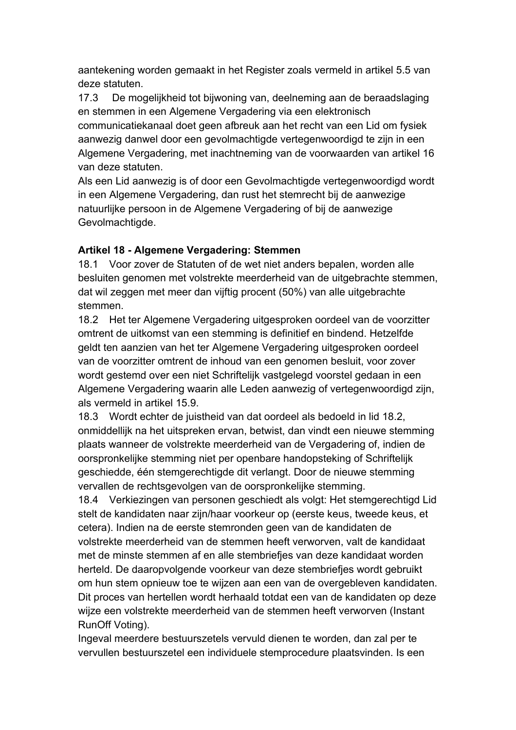aantekening worden gemaakt in het Register zoals vermeld in artikel 5.5 van deze statuten.

17.3 De mogelijkheid tot bijwoning van, deelneming aan de beraadslaging en stemmen in een Algemene Vergadering via een elektronisch communicatiekanaal doet geen afbreuk aan het recht van een Lid om fysiek aanwezig danwel door een gevolmachtigde vertegenwoordigd te zijn in een Algemene Vergadering, met inachtneming van de voorwaarden van artikel 16 van deze statuten.

Als een Lid aanwezig is of door een Gevolmachtigde vertegenwoordigd wordt in een Algemene Vergadering, dan rust het stemrecht bij de aanwezige natuurlijke persoon in de Algemene Vergadering of bij de aanwezige Gevolmachtigde.

**Artikel 18 - Algemene Vergadering: Stemmen**

18.1 Voor zover de Statuten of de wet niet anders bepalen, worden alle besluiten genomen met volstrekte meerderheid van de uitgebrachte stemmen, dat wil zeggen met meer dan vijftig procent (50%) van alle uitgebrachte stemmen.

18.2 Het ter Algemene Vergadering uitgesproken oordeel van de voorzitter omtrent de uitkomst van een stemming is definitief en bindend. Hetzelfde geldt ten aanzien van het ter Algemene Vergadering uitgesproken oordeel van de voorzitter omtrent de inhoud van een genomen besluit, voor zover wordt gestemd over een niet Schriftelijk vastgelegd voorstel gedaan in een Algemene Vergadering waarin alle Leden aanwezig of vertegenwoordigd zijn, als vermeld in artikel 15.9.

18.3 Wordt echter de juistheid van dat oordeel als bedoeld in lid 18.2, onmiddellijk na het uitspreken ervan, betwist, dan vindt een nieuwe stemming plaats wanneer de volstrekte meerderheid van de Vergadering of, indien de oorspronkelijke stemming niet per openbare handopsteking of Schriftelijk geschiedde, één stemgerechtigde dit verlangt. Door de nieuwe stemming vervallen de rechtsgevolgen van de oorspronkelijke stemming.

18.4 Verkiezingen van personen geschiedt als volgt: Het stemgerechtigd Lid stelt de kandidaten naar zijn/haar voorkeur op (eerste keus, tweede keus, et cetera). Indien na de eerste stemronden geen van de kandidaten de volstrekte meerderheid van de stemmen heeft verworven, valt de kandidaat met de minste stemmen af en alle stembriefjes van deze kandidaat worden herteld. De daaropvolgende voorkeur van deze stembriefjes wordt gebruikt om hun stem opnieuw toe te wijzen aan een van de overgebleven kandidaten. Dit proces van hertellen wordt herhaald totdat een van de kandidaten op deze wijze een volstrekte meerderheid van de stemmen heeft verworven (Instant RunOff Voting).

Ingeval meerdere bestuurszetels vervuld dienen te worden, dan zal per te vervullen bestuurszetel een individuele stemprocedure plaatsvinden. Is een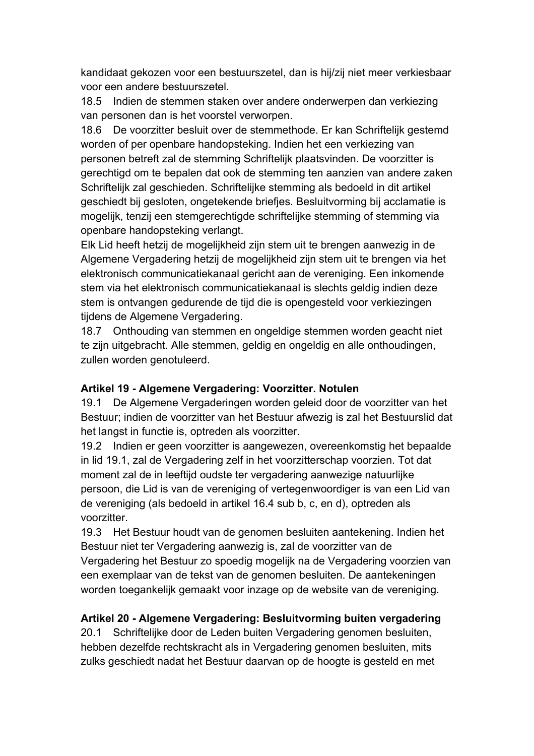kandidaat gekozen voor een bestuurszetel, dan is hij/zij niet meer verkiesbaar voor een andere bestuurszetel.

18.5 Indien de stemmen staken over andere onderwerpen dan verkiezing van personen dan is het voorstel verworpen.

18.6 De voorzitter besluit over de stemmethode. Er kan Schriftelijk gestemd worden of per openbare handopsteking. Indien het een verkiezing van personen betreft zal de stemming Schriftelijk plaatsvinden. De voorzitter is gerechtigd om te bepalen dat ook de stemming ten aanzien van andere zaken Schriftelijk zal geschieden. Schriftelijke stemming als bedoeld in dit artikel geschiedt bij gesloten, ongetekende briefjes. Besluitvorming bij acclamatie is mogelijk, tenzij een stemgerechtigde schriftelijke stemming of stemming via openbare handopsteking verlangt.

Elk Lid heeft hetzij de mogelijkheid zijn stem uit te brengen aanwezig in de Algemene Vergadering hetzij de mogelijkheid zijn stem uit te brengen via het elektronisch communicatiekanaal gericht aan de vereniging. Een inkomende stem via het elektronisch communicatiekanaal is slechts geldig indien deze stem is ontvangen gedurende de tijd die is opengesteld voor verkiezingen tijdens de Algemene Vergadering.

18.7 Onthouding van stemmen en ongeldige stemmen worden geacht niet te zijn uitgebracht. Alle stemmen, geldig en ongeldig en alle onthoudingen, zullen worden genotuleerd.

**Artikel 19 - Algemene Vergadering: Voorzitter. Notulen**

19.1 De Algemene Vergaderingen worden geleid door de voorzitter van het Bestuur; indien de voorzitter van het Bestuur afwezig is zal het Bestuurslid dat het langst in functie is, optreden als voorzitter.

19.2 Indien er geen voorzitter is aangewezen, overeenkomstig het bepaalde in lid 19.1, zal de Vergadering zelf in het voorzitterschap voorzien. Tot dat moment zal de in leeftijd oudste ter vergadering aanwezige natuurlijke persoon, die Lid is van de vereniging of vertegenwoordiger is van een Lid van de vereniging (als bedoeld in artikel 16.4 sub b, c, en d), optreden als voorzitter.

19.3 Het Bestuur houdt van de genomen besluiten aantekening. Indien het Bestuur niet ter Vergadering aanwezig is, zal de voorzitter van de Vergadering het Bestuur zo spoedig mogelijk na de Vergadering voorzien van een exemplaar van de tekst van de genomen besluiten. De aantekeningen worden toegankelijk gemaakt voor inzage op de website van de vereniging.

**Artikel 20 - Algemene Vergadering: Besluitvorming buiten vergadering**

20.1 Schriftelijke door de Leden buiten Vergadering genomen besluiten, hebben dezelfde rechtskracht als in Vergadering genomen besluiten, mits zulks geschiedt nadat het Bestuur daarvan op de hoogte is gesteld en met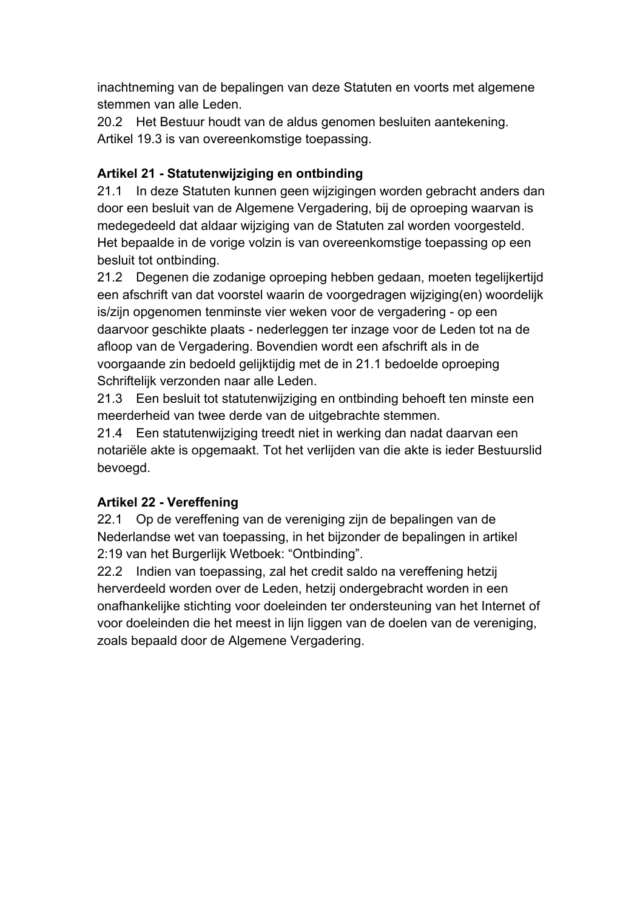inachtneming van de bepalingen van deze Statuten en voorts met algemene stemmen van alle Leden.

20.2 Het Bestuur houdt van de aldus genomen besluiten aantekening. Artikel 19.3 is van overeenkomstige toepassing.

**Artikel 21 - Statutenwijziging en ontbinding**

21.1 In deze Statuten kunnen geen wijzigingen worden gebracht anders dan door een besluit van de Algemene Vergadering, bij de oproeping waarvan is medegedeeld dat aldaar wijziging van de Statuten zal worden voorgesteld. Het bepaalde in de vorige volzin is van overeenkomstige toepassing op een besluit tot ontbinding.

21.2 Degenen die zodanige oproeping hebben gedaan, moeten tegelijkertijd een afschrift van dat voorstel waarin de voorgedragen wijziging(en) woordelijk is/zijn opgenomen tenminste vier weken voor de vergadering - op een daarvoor geschikte plaats - nederleggen ter inzage voor de Leden tot na de afloop van de Vergadering. Bovendien wordt een afschrift als in de voorgaande zin bedoeld gelijktijdig met de in 21.1 bedoelde oproeping Schriftelijk verzonden naar alle Leden.

21.3 Een besluit tot statutenwijziging en ontbinding behoeft ten minste een meerderheid van twee derde van de uitgebrachte stemmen.

21.4 Een statutenwijziging treedt niet in werking dan nadat daarvan een notariële akte is opgemaakt. Tot het verlijden van die akte is ieder Bestuurslid bevoegd.

**Artikel 22 - Vereffening**

22.1 Op de vereffening van de vereniging zijn de bepalingen van de Nederlandse wet van toepassing, in het bijzonder de bepalingen in artikel 2:19 van het Burgerlijk Wetboek: “Ontbinding”.

22.2 Indien van toepassing, zal het credit saldo na vereffening hetzij herverdeeld worden over de Leden, hetzij ondergebracht worden in een onafhankelijke stichting voor doeleinden ter ondersteuning van het Internet of voor doeleinden die het meest in lijn liggen van de doelen van de vereniging, zoals bepaald door de Algemene Vergadering.